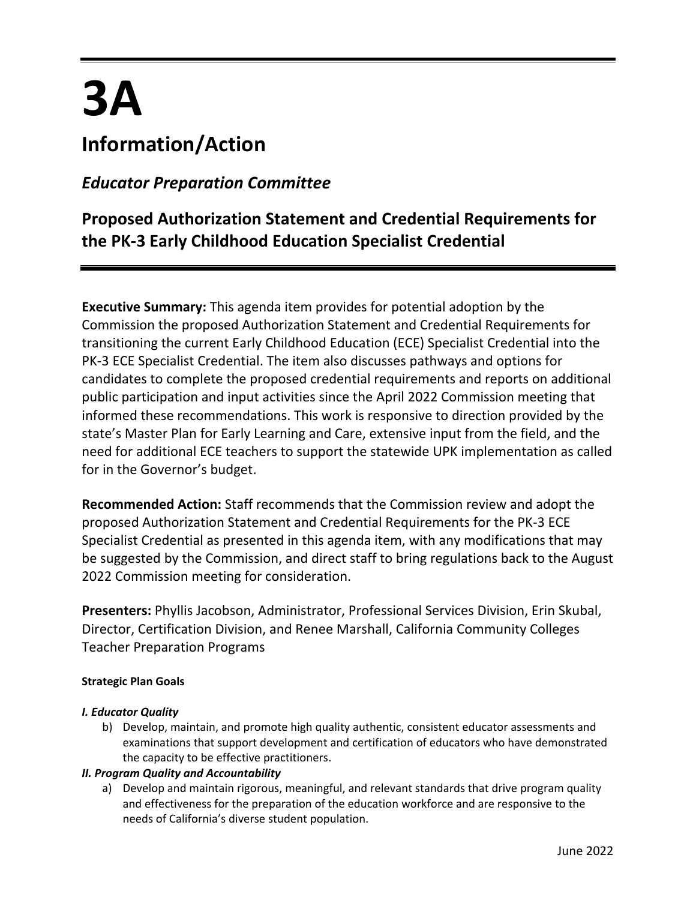# 3A

## Information/Action

### *Educator Preparation Committee*

### Proposed Authorization Statement and Credential Requirements for the PK-3 Early Childhood Education Specialist Credential

---

**Executive Summary:** This agenda item provides for potential adoption by the Commission the proposed Authorization Statement and Credential Requirements for transitioning the current Early Childhood Education (ECE) Specialist Credential into the PK-3 ECE Specialist Credential. The item also discusses pathways and options for candidates to complete the proposed credential requirements and reports on additional public participation and input activities since the April 2022 Commission meeting that informed these recommendations. This work is responsive to direction provided by the state's Master Plan for Early Learning and Care, extensive input from the field, and the need for additional ECE teachers to support the statewide UPK implementation as called for in the Governor's budget.

**Recommended Action:** Staff recommends that the Commission review and adopt the proposed Authorization Statement and Credential Requirements for the PK-3 ECE Specialist Credential as presented in this agenda item, with any modifications that may be suggested by the Commission, and direct staff to bring regulations back to the August 2022 Commission meeting for consideration.

**Presenters:** Phyllis Jacobson, Administrator, Professional Services Division, Erin Skubal, Director, Certification Division, and Renee Marshall, California Community Colleges Teacher Preparation Programs

**Strategic Plan Goals**

***I. Educator Quality***

b) Develop, maintain, and promote high quality authentic, consistent educator assessments and examinations that support development and certification of educators who have demonstrated the capacity to be effective practitioners.

***II. Program Quality and Accountability***

a) Develop and maintain rigorous, meaningful, and relevant standards that drive program quality and effectiveness for the preparation of the education workforce and are responsive to the needs of California's diverse student population.

June 2022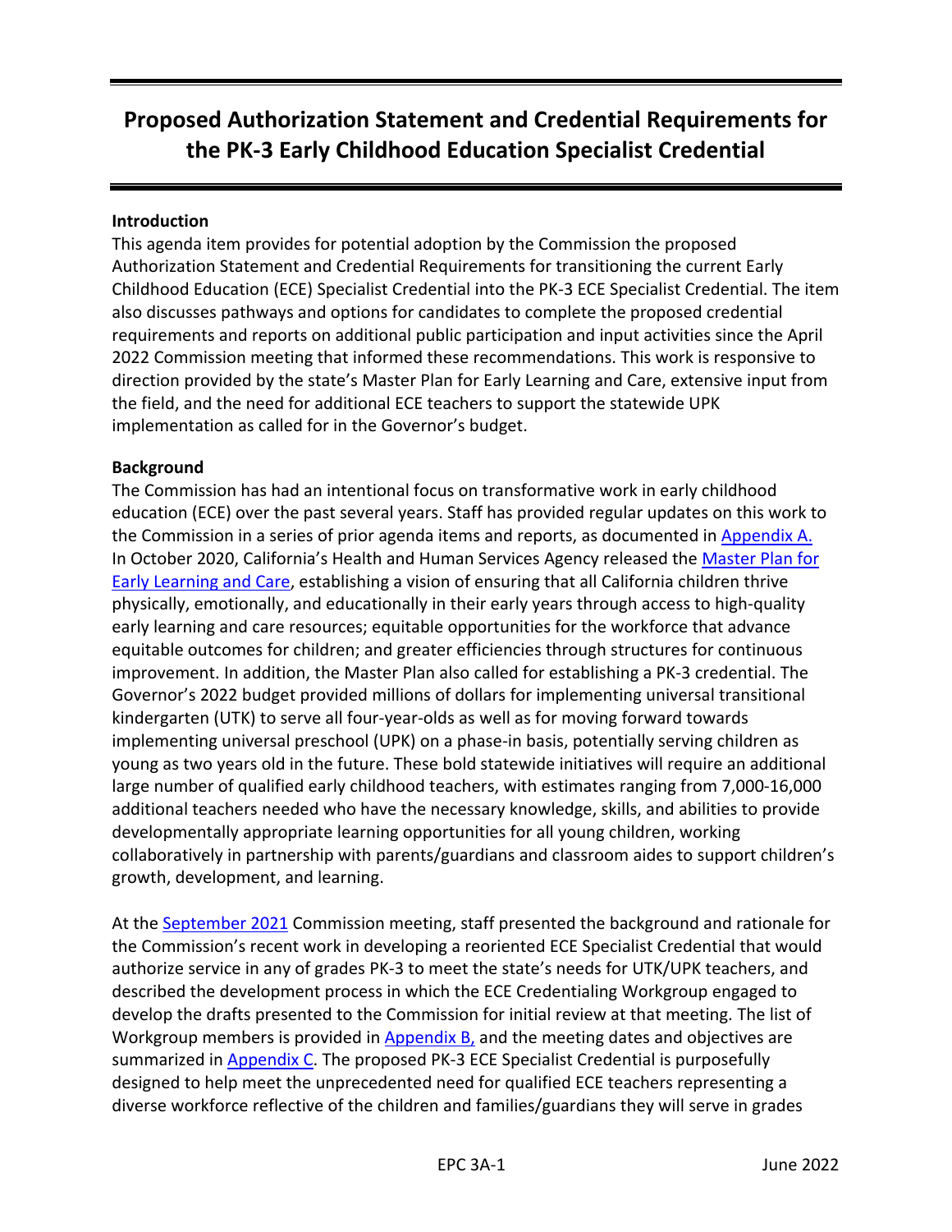# Proposed Authorization Statement and Credential Requirements for the PK-3 Early Childhood Education Specialist Credential

**Introduction**

This agenda item provides for potential adoption by the Commission the proposed Authorization Statement and Credential Requirements for transitioning the current Early Childhood Education (ECE) Specialist Credential into the PK-3 ECE Specialist Credential. The item also discusses pathways and options for candidates to complete the proposed credential requirements and reports on additional public participation and input activities since the April 2022 Commission meeting that informed these recommendations. This work is responsive to direction provided by the state's Master Plan for Early Learning and Care, extensive input from the field, and the need for additional ECE teachers to support the statewide UPK implementation as called for in the Governor's budget.

**Background**

The Commission has had an intentional focus on transformative work in early childhood education (ECE) over the past several years. Staff has provided regular updates on this work to the Commission in a series of prior agenda items and reports, as documented in Appendix A. In October 2020, California's Health and Human Services Agency released the Master Plan for Early Learning and Care, establishing a vision of ensuring that all California children thrive physically, emotionally, and educationally in their early years through access to high-quality early learning and care resources; equitable opportunities for the workforce that advance equitable outcomes for children; and greater efficiencies through structures for continuous improvement. In addition, the Master Plan also called for establishing a PK-3 credential. The Governor's 2022 budget provided millions of dollars for implementing universal transitional kindergarten (UTK) to serve all four-year-olds as well as for moving forward towards implementing universal preschool (UPK) on a phase-in basis, potentially serving children as young as two years old in the future. These bold statewide initiatives will require an additional large number of qualified early childhood teachers, with estimates ranging from 7,000-16,000 additional teachers needed who have the necessary knowledge, skills, and abilities to provide developmentally appropriate learning opportunities for all young children, working collaboratively in partnership with parents/guardians and classroom aides to support children's growth, development, and learning.

At the September 2021 Commission meeting, staff presented the background and rationale for the Commission's recent work in developing a reoriented ECE Specialist Credential that would authorize service in any of grades PK-3 to meet the state's needs for UTK/UPK teachers, and described the development process in which the ECE Credentialing Workgroup engaged to develop the drafts presented to the Commission for initial review at that meeting. The list of Workgroup members is provided in Appendix B, and the meeting dates and objectives are summarized in Appendix C. The proposed PK-3 ECE Specialist Credential is purposefully designed to help meet the unprecedented need for qualified ECE teachers representing a diverse workforce reflective of the children and families/guardians they will serve in grades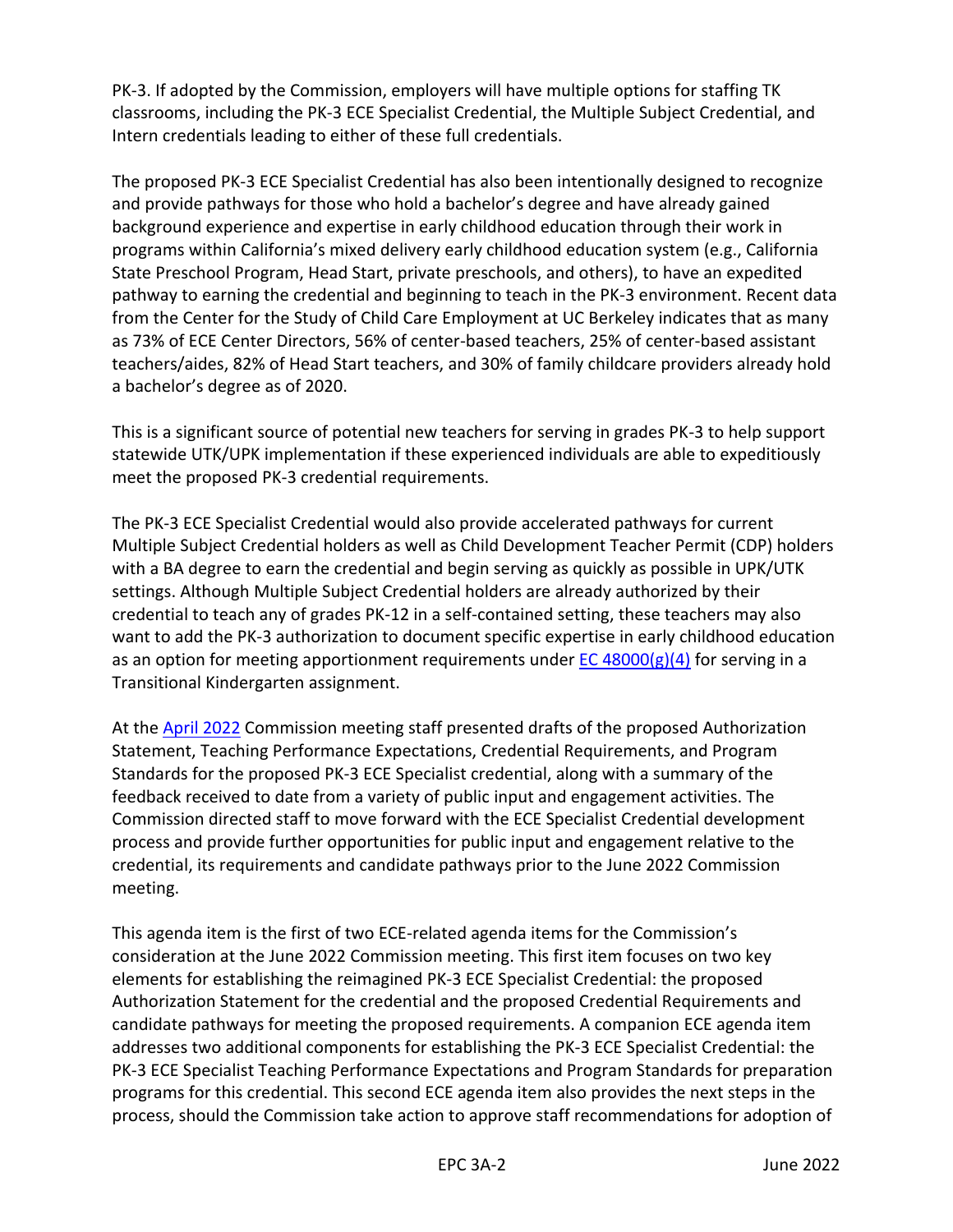PK-3. If adopted by the Commission, employers will have multiple options for staffing TK classrooms, including the PK-3 ECE Specialist Credential, the Multiple Subject Credential, and Intern credentials leading to either of these full credentials.

The proposed PK-3 ECE Specialist Credential has also been intentionally designed to recognize and provide pathways for those who hold a bachelor's degree and have already gained background experience and expertise in early childhood education through their work in programs within California's mixed delivery early childhood education system (e.g., California State Preschool Program, Head Start, private preschools, and others), to have an expedited pathway to earning the credential and beginning to teach in the PK-3 environment. Recent data from the Center for the Study of Child Care Employment at UC Berkeley indicates that as many as 73% of ECE Center Directors, 56% of center-based teachers, 25% of center-based assistant teachers/aides, 82% of Head Start teachers, and 30% of family childcare providers already hold a bachelor's degree as of 2020.

This is a significant source of potential new teachers for serving in grades PK-3 to help support statewide UTK/UPK implementation if these experienced individuals are able to expeditiously meet the proposed PK-3 credential requirements.

The PK-3 ECE Specialist Credential would also provide accelerated pathways for current Multiple Subject Credential holders as well as Child Development Teacher Permit (CDP) holders with a BA degree to earn the credential and begin serving as quickly as possible in UPK/UTK settings. Although Multiple Subject Credential holders are already authorized by their credential to teach any of grades PK-12 in a self-contained setting, these teachers may also want to add the PK-3 authorization to document specific expertise in early childhood education as an option for meeting apportionment requirements under EC 48000(g)(4) for serving in a Transitional Kindergarten assignment.

At the April 2022 Commission meeting staff presented drafts of the proposed Authorization Statement, Teaching Performance Expectations, Credential Requirements, and Program Standards for the proposed PK-3 ECE Specialist credential, along with a summary of the feedback received to date from a variety of public input and engagement activities. The Commission directed staff to move forward with the ECE Specialist Credential development process and provide further opportunities for public input and engagement relative to the credential, its requirements and candidate pathways prior to the June 2022 Commission meeting.

This agenda item is the first of two ECE-related agenda items for the Commission's consideration at the June 2022 Commission meeting. This first item focuses on two key elements for establishing the reimagined PK-3 ECE Specialist Credential: the proposed Authorization Statement for the credential and the proposed Credential Requirements and candidate pathways for meeting the proposed requirements. A companion ECE agenda item addresses two additional components for establishing the PK-3 ECE Specialist Credential: the PK-3 ECE Specialist Teaching Performance Expectations and Program Standards for preparation programs for this credential. This second ECE agenda item also provides the next steps in the process, should the Commission take action to approve staff recommendations for adoption of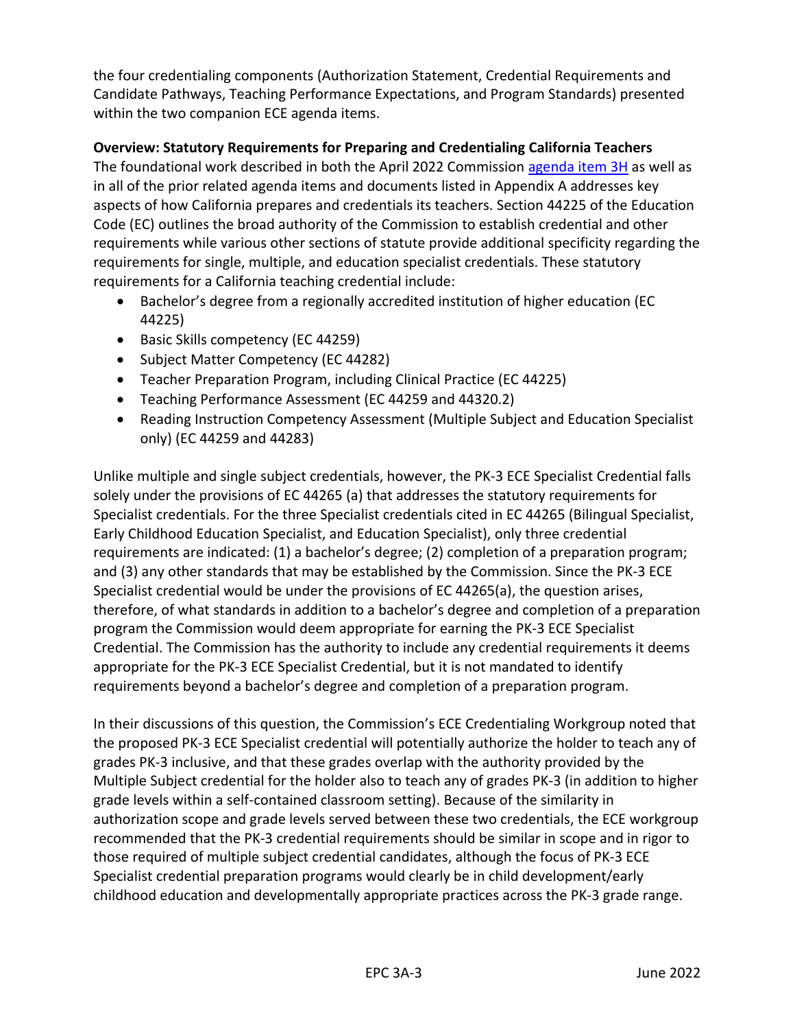the four credentialing components (Authorization Statement, Credential Requirements and Candidate Pathways, Teaching Performance Expectations, and Program Standards) presented within the two companion ECE agenda items.

**Overview: Statutory Requirements for Preparing and Credentialing California Teachers**
The foundational work described in both the April 2022 Commission agenda item 3H as well as in all of the prior related agenda items and documents listed in Appendix A addresses key aspects of how California prepares and credentials its teachers. Section 44225 of the Education Code (EC) outlines the broad authority of the Commission to establish credential and other requirements while various other sections of statute provide additional specificity regarding the requirements for single, multiple, and education specialist credentials. These statutory requirements for a California teaching credential include:

- Bachelor's degree from a regionally accredited institution of higher education (EC 44225)
- Basic Skills competency (EC 44259)
- Subject Matter Competency (EC 44282)
- Teacher Preparation Program, including Clinical Practice (EC 44225)
- Teaching Performance Assessment (EC 44259 and 44320.2)
- Reading Instruction Competency Assessment (Multiple Subject and Education Specialist only) (EC 44259 and 44283)

Unlike multiple and single subject credentials, however, the PK-3 ECE Specialist Credential falls solely under the provisions of EC 44265 (a) that addresses the statutory requirements for Specialist credentials. For the three Specialist credentials cited in EC 44265 (Bilingual Specialist, Early Childhood Education Specialist, and Education Specialist), only three credential requirements are indicated: (1) a bachelor's degree; (2) completion of a preparation program; and (3) any other standards that may be established by the Commission. Since the PK-3 ECE Specialist credential would be under the provisions of EC 44265(a), the question arises, therefore, of what standards in addition to a bachelor's degree and completion of a preparation program the Commission would deem appropriate for earning the PK-3 ECE Specialist Credential. The Commission has the authority to include any credential requirements it deems appropriate for the PK-3 ECE Specialist Credential, but it is not mandated to identify requirements beyond a bachelor's degree and completion of a preparation program.

In their discussions of this question, the Commission's ECE Credentialing Workgroup noted that the proposed PK-3 ECE Specialist credential will potentially authorize the holder to teach any of grades PK-3 inclusive, and that these grades overlap with the authority provided by the Multiple Subject credential for the holder also to teach any of grades PK-3 (in addition to higher grade levels within a self-contained classroom setting). Because of the similarity in authorization scope and grade levels served between these two credentials, the ECE workgroup recommended that the PK-3 credential requirements should be similar in scope and in rigor to those required of multiple subject credential candidates, although the focus of PK-3 ECE Specialist credential preparation programs would clearly be in child development/early childhood education and developmentally appropriate practices across the PK-3 grade range.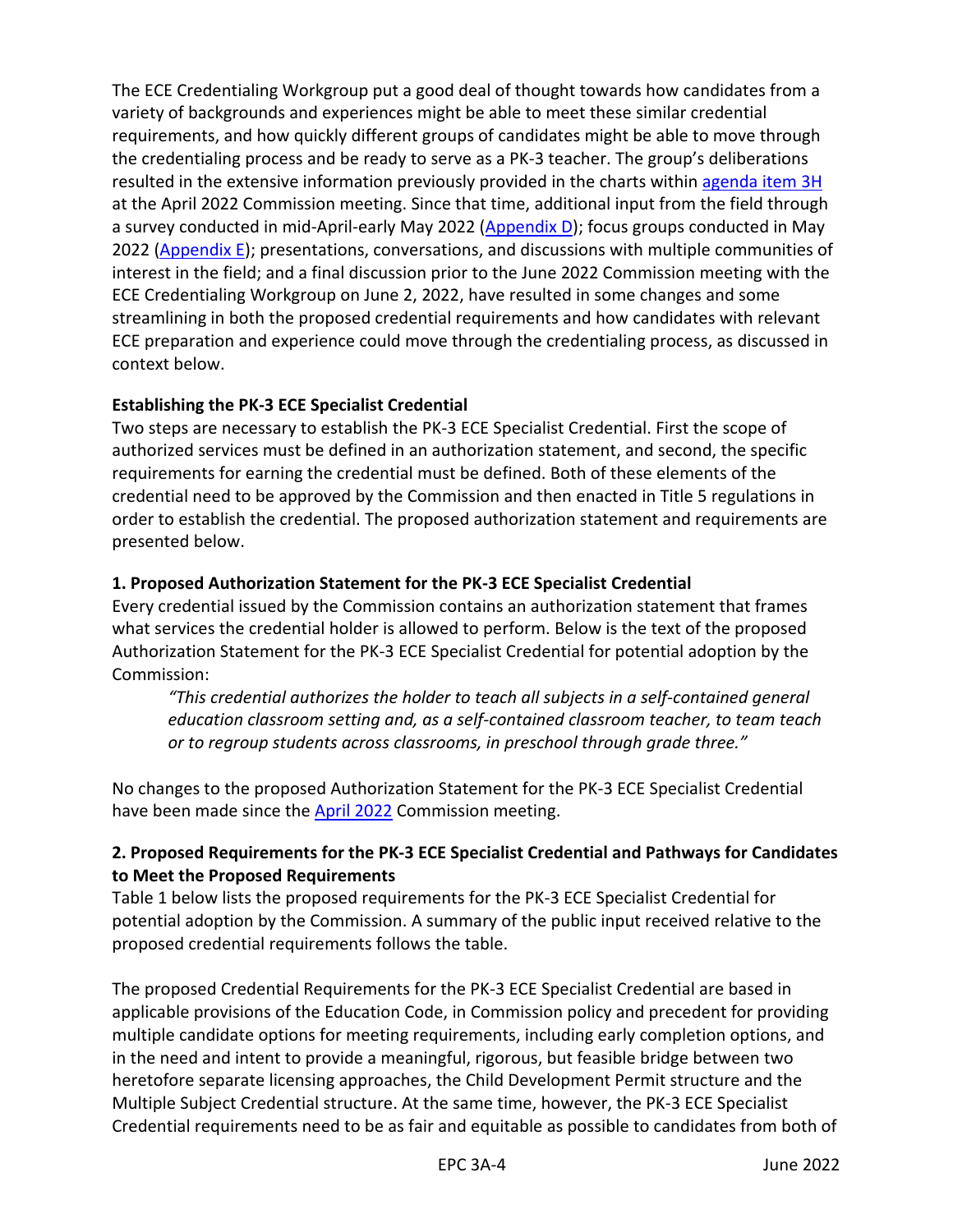The ECE Credentialing Workgroup put a good deal of thought towards how candidates from a variety of backgrounds and experiences might be able to meet these similar credential requirements, and how quickly different groups of candidates might be able to move through the credentialing process and be ready to serve as a PK-3 teacher. The group's deliberations resulted in the extensive information previously provided in the charts within agenda item 3H at the April 2022 Commission meeting. Since that time, additional input from the field through a survey conducted in mid-April-early May 2022 (Appendix D); focus groups conducted in May 2022 (Appendix E); presentations, conversations, and discussions with multiple communities of interest in the field; and a final discussion prior to the June 2022 Commission meeting with the ECE Credentialing Workgroup on June 2, 2022, have resulted in some changes and some streamlining in both the proposed credential requirements and how candidates with relevant ECE preparation and experience could move through the credentialing process, as discussed in context below.

**Establishing the PK-3 ECE Specialist Credential**

Two steps are necessary to establish the PK-3 ECE Specialist Credential. First the scope of authorized services must be defined in an authorization statement, and second, the specific requirements for earning the credential must be defined. Both of these elements of the credential need to be approved by the Commission and then enacted in Title 5 regulations in order to establish the credential. The proposed authorization statement and requirements are presented below.

**1. Proposed Authorization Statement for the PK-3 ECE Specialist Credential**

Every credential issued by the Commission contains an authorization statement that frames what services the credential holder is allowed to perform. Below is the text of the proposed Authorization Statement for the PK-3 ECE Specialist Credential for potential adoption by the Commission:

> *"This credential authorizes the holder to teach all subjects in a self-contained general education classroom setting and, as a self-contained classroom teacher, to team teach or to regroup students across classrooms, in preschool through grade three."*

No changes to the proposed Authorization Statement for the PK-3 ECE Specialist Credential have been made since the April 2022 Commission meeting.

**2. Proposed Requirements for the PK-3 ECE Specialist Credential and Pathways for Candidates to Meet the Proposed Requirements**

Table 1 below lists the proposed requirements for the PK-3 ECE Specialist Credential for potential adoption by the Commission. A summary of the public input received relative to the proposed credential requirements follows the table.

The proposed Credential Requirements for the PK-3 ECE Specialist Credential are based in applicable provisions of the Education Code, in Commission policy and precedent for providing multiple candidate options for meeting requirements, including early completion options, and in the need and intent to provide a meaningful, rigorous, but feasible bridge between two heretofore separate licensing approaches, the Child Development Permit structure and the Multiple Subject Credential structure. At the same time, however, the PK-3 ECE Specialist Credential requirements need to be as fair and equitable as possible to candidates from both of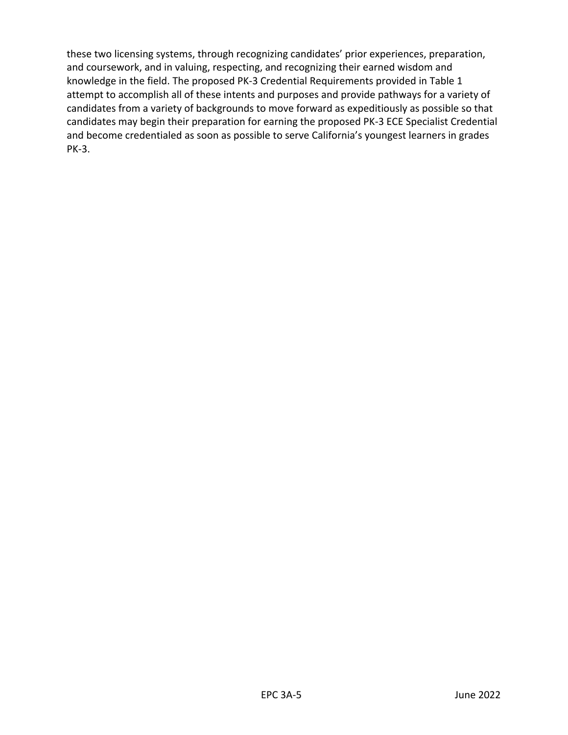these two licensing systems, through recognizing candidates' prior experiences, preparation, and coursework, and in valuing, respecting, and recognizing their earned wisdom and knowledge in the field. The proposed PK-3 Credential Requirements provided in Table 1 attempt to accomplish all of these intents and purposes and provide pathways for a variety of candidates from a variety of backgrounds to move forward as expeditiously as possible so that candidates may begin their preparation for earning the proposed PK-3 ECE Specialist Credential and become credentialed as soon as possible to serve California's youngest learners in grades PK-3.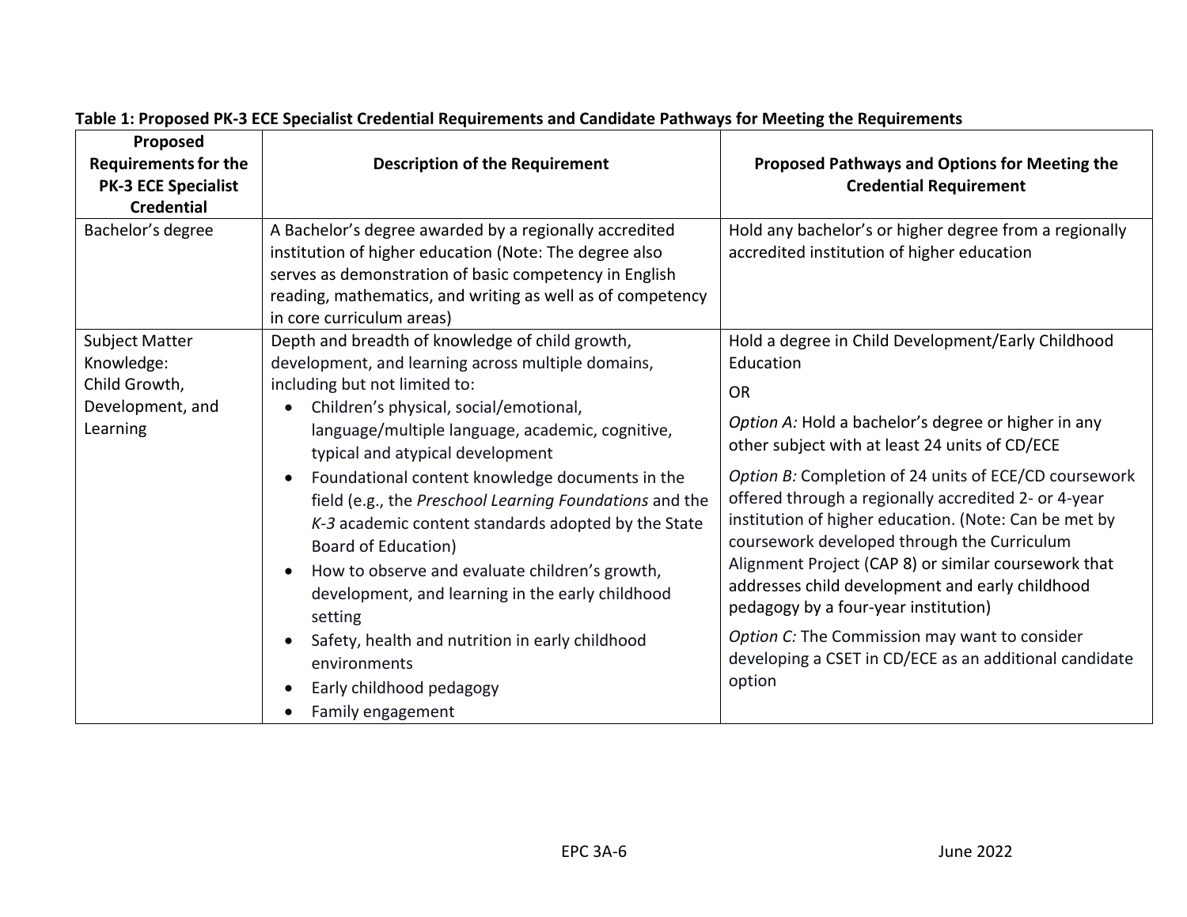**Table 1: Proposed PK-3 ECE Specialist Credential Requirements and Candidate Pathways for Meeting the Requirements**

| Proposed Requirements for the PK-3 ECE Specialist Credential | Description of the Requirement | Proposed Pathways and Options for Meeting the Credential Requirement |
|---|---|---|
| Bachelor's degree | A Bachelor's degree awarded by a regionally accredited institution of higher education (Note: The degree also serves as demonstration of basic competency in English reading, mathematics, and writing as well as of competency in core curriculum areas) | Hold any bachelor's or higher degree from a regionally accredited institution of higher education |
| Subject Matter Knowledge: Child Growth, Development, and Learning | Depth and breadth of knowledge of child growth, development, and learning across multiple domains, including but not limited to: <br>• Children's physical, social/emotional, language/multiple language, academic, cognitive, typical and atypical development <br>• Foundational content knowledge documents in the field (e.g., the *Preschool Learning Foundations* and the *K-3* academic content standards adopted by the State Board of Education) <br>• How to observe and evaluate children's growth, development, and learning in the early childhood setting <br>• Safety, health and nutrition in early childhood environments <br>• Early childhood pedagogy <br>• Family engagement | Hold a degree in Child Development/Early Childhood Education <br>OR <br>*Option A:* Hold a bachelor's degree or higher in any other subject with at least 24 units of CD/ECE <br>*Option B:* Completion of 24 units of ECE/CD coursework offered through a regionally accredited 2- or 4-year institution of higher education. (Note: Can be met by coursework developed through the Curriculum Alignment Project (CAP 8) or similar coursework that addresses child development and early childhood pedagogy by a four-year institution) <br>*Option C:* The Commission may want to consider developing a CSET in CD/ECE as an additional candidate option |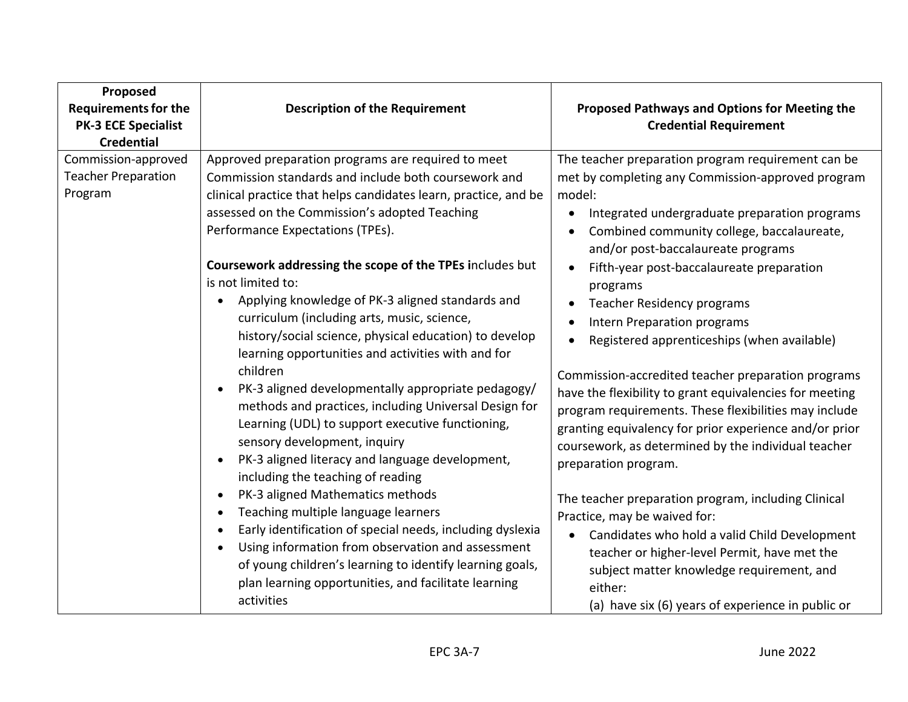| Proposed Requirements for the PK-3 ECE Specialist Credential | Description of the Requirement | Proposed Pathways and Options for Meeting the Credential Requirement |
|---|---|---|
| Commission-approved Teacher Preparation Program | Approved preparation programs are required to meet Commission standards and include both coursework and clinical practice that helps candidates learn, practice, and be assessed on the Commission's adopted Teaching Performance Expectations (TPEs).<br><br>**Coursework addressing the scope of the TPEs i**ncludes but is not limited to:<br>• Applying knowledge of PK-3 aligned standards and curriculum (including arts, music, science, history/social science, physical education) to develop learning opportunities and activities with and for children<br>• PK-3 aligned developmentally appropriate pedagogy/ methods and practices, including Universal Design for Learning (UDL) to support executive functioning, sensory development, inquiry<br>• PK-3 aligned literacy and language development, including the teaching of reading<br>• PK-3 aligned Mathematics methods<br>• Teaching multiple language learners<br>• Early identification of special needs, including dyslexia<br>• Using information from observation and assessment of young children's learning to identify learning goals, plan learning opportunities, and facilitate learning activities | The teacher preparation program requirement can be met by completing any Commission-approved program model:<br>• Integrated undergraduate preparation programs<br>• Combined community college, baccalaureate, and/or post-baccalaureate programs<br>• Fifth-year post-baccalaureate preparation programs<br>• Teacher Residency programs<br>• Intern Preparation programs<br>• Registered apprenticeships (when available)<br><br>Commission-accredited teacher preparation programs have the flexibility to grant equivalencies for meeting program requirements. These flexibilities may include granting equivalency for prior experience and/or prior coursework, as determined by the individual teacher preparation program.<br><br>The teacher preparation program, including Clinical Practice, may be waived for:<br>• Candidates who hold a valid Child Development teacher or higher-level Permit, have met the subject matter knowledge requirement, and either:<br>(a) have six (6) years of experience in public or |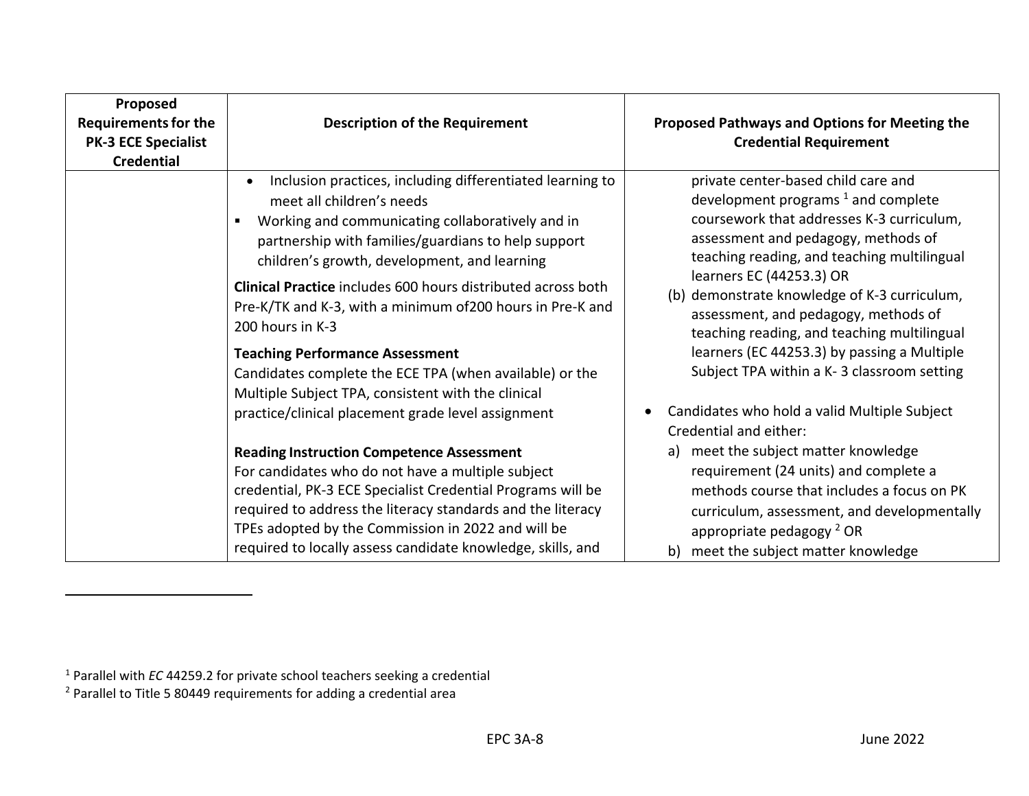| Proposed Requirements for the PK-3 ECE Specialist Credential | Description of the Requirement | Proposed Pathways and Options for Meeting the Credential Requirement |
|---|---|---|
| | • Inclusion practices, including differentiated learning to meet all children's needs<br>▪ Working and communicating collaboratively and in partnership with families/guardians to help support children's growth, development, and learning<br><br>**Clinical Practice** includes 600 hours distributed across both Pre-K/TK and K-3, with a minimum of200 hours in Pre-K and 200 hours in K-3<br><br>**Teaching Performance Assessment**<br>Candidates complete the ECE TPA (when available) or the Multiple Subject TPA, consistent with the clinical practice/clinical placement grade level assignment<br><br>**Reading Instruction Competence Assessment**<br>For candidates who do not have a multiple subject credential, PK-3 ECE Specialist Credential Programs will be required to address the literacy standards and the literacy TPEs adopted by the Commission in 2022 and will be required to locally assess candidate knowledge, skills, and | private center-based child care and development programs [1] and complete coursework that addresses K-3 curriculum, assessment and pedagogy, methods of teaching reading, and teaching multilingual learners EC (44253.3) OR<br>(b) demonstrate knowledge of K-3 curriculum, assessment, and pedagogy, methods of teaching reading, and teaching multilingual learners (EC 44253.3) by passing a Multiple Subject TPA within a K- 3 classroom setting<br><br>• Candidates who hold a valid Multiple Subject Credential and either:<br>a) meet the subject matter knowledge requirement (24 units) and complete a methods course that includes a focus on PK curriculum, assessment, and developmentally appropriate pedagogy [2] OR<br>b) meet the subject matter knowledge |

[1] Parallel with *EC* 44259.2 for private school teachers seeking a credential

[2] Parallel to Title 5 80449 requirements for adding a credential area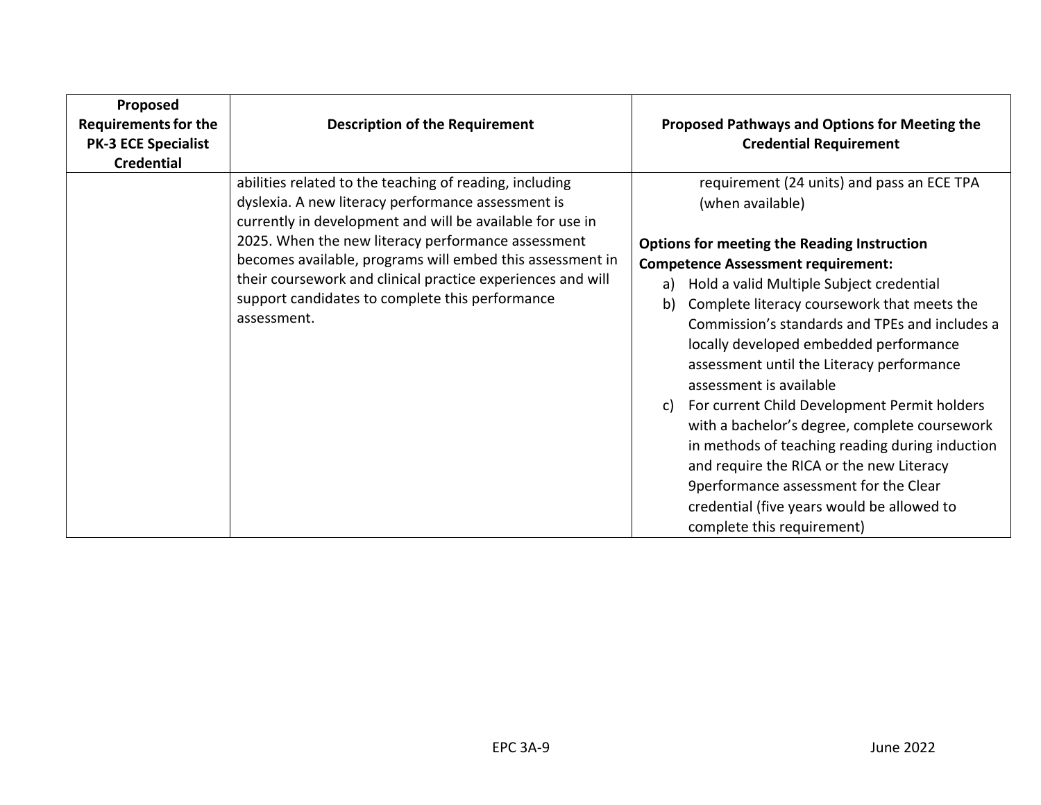| Proposed Requirements for the PK-3 ECE Specialist Credential | Description of the Requirement | Proposed Pathways and Options for Meeting the Credential Requirement |
|---|---|---|
| | abilities related to the teaching of reading, including dyslexia. A new literacy performance assessment is currently in development and will be available for use in 2025. When the new literacy performance assessment becomes available, programs will embed this assessment in their coursework and clinical practice experiences and will support candidates to complete this performance assessment. | requirement (24 units) and pass an ECE TPA (when available)<br><br>**Options for meeting the Reading Instruction Competence Assessment requirement:**<br>a) Hold a valid Multiple Subject credential<br>b) Complete literacy coursework that meets the Commission's standards and TPEs and includes a locally developed embedded performance assessment until the Literacy performance assessment is available<br>c) For current Child Development Permit holders with a bachelor's degree, complete coursework in methods of teaching reading during induction and require the RICA or the new Literacy 9performance assessment for the Clear credential (five years would be allowed to complete this requirement) |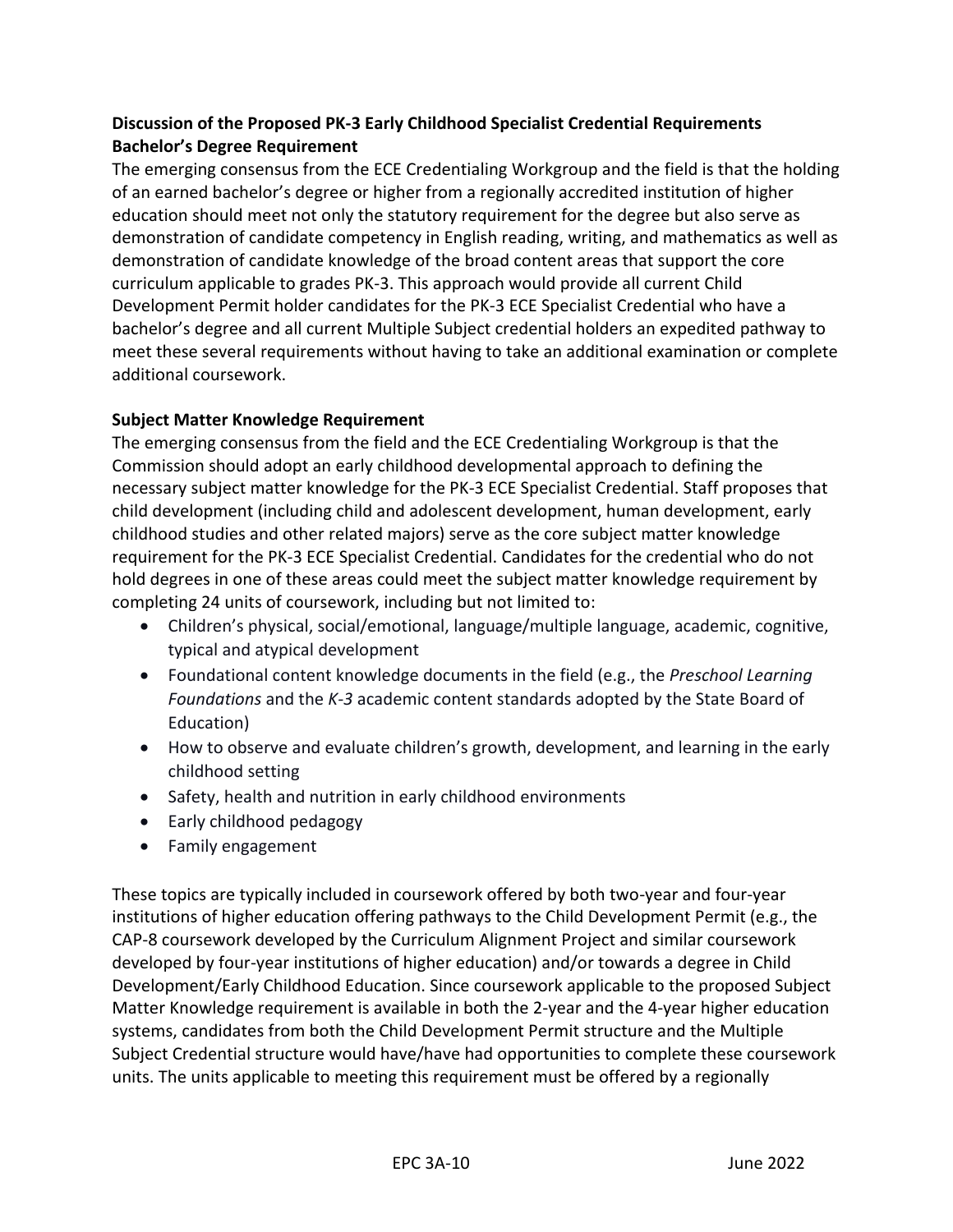**Discussion of the Proposed PK-3 Early Childhood Specialist Credential Requirements**

**Bachelor's Degree Requirement**

The emerging consensus from the ECE Credentialing Workgroup and the field is that the holding of an earned bachelor's degree or higher from a regionally accredited institution of higher education should meet not only the statutory requirement for the degree but also serve as demonstration of candidate competency in English reading, writing, and mathematics as well as demonstration of candidate knowledge of the broad content areas that support the core curriculum applicable to grades PK-3. This approach would provide all current Child Development Permit holder candidates for the PK-3 ECE Specialist Credential who have a bachelor's degree and all current Multiple Subject credential holders an expedited pathway to meet these several requirements without having to take an additional examination or complete additional coursework.

**Subject Matter Knowledge Requirement**

The emerging consensus from the field and the ECE Credentialing Workgroup is that the Commission should adopt an early childhood developmental approach to defining the necessary subject matter knowledge for the PK-3 ECE Specialist Credential. Staff proposes that child development (including child and adolescent development, human development, early childhood studies and other related majors) serve as the core subject matter knowledge requirement for the PK-3 ECE Specialist Credential. Candidates for the credential who do not hold degrees in one of these areas could meet the subject matter knowledge requirement by completing 24 units of coursework, including but not limited to:

- Children's physical, social/emotional, language/multiple language, academic, cognitive, typical and atypical development
- Foundational content knowledge documents in the field (e.g., the *Preschool Learning Foundations* and the *K-3* academic content standards adopted by the State Board of Education)
- How to observe and evaluate children's growth, development, and learning in the early childhood setting
- Safety, health and nutrition in early childhood environments
- Early childhood pedagogy
- Family engagement

These topics are typically included in coursework offered by both two-year and four-year institutions of higher education offering pathways to the Child Development Permit (e.g., the CAP-8 coursework developed by the Curriculum Alignment Project and similar coursework developed by four-year institutions of higher education) and/or towards a degree in Child Development/Early Childhood Education. Since coursework applicable to the proposed Subject Matter Knowledge requirement is available in both the 2-year and the 4-year higher education systems, candidates from both the Child Development Permit structure and the Multiple Subject Credential structure would have/have had opportunities to complete these coursework units. The units applicable to meeting this requirement must be offered by a regionally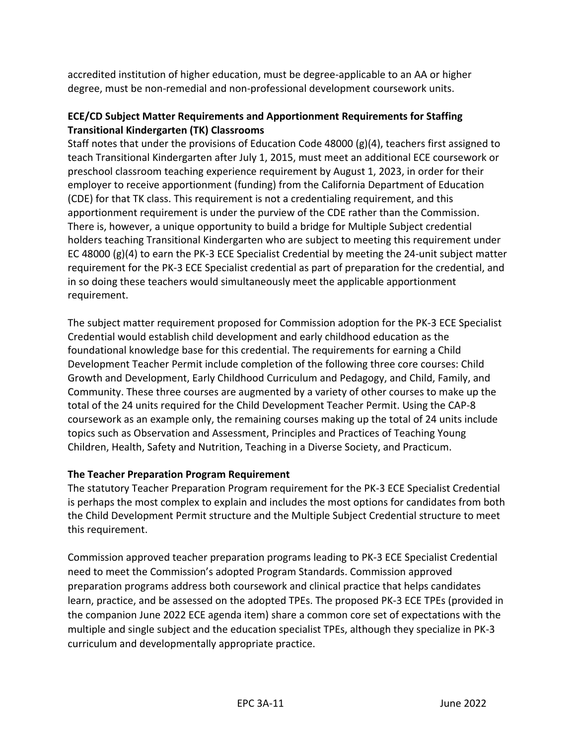accredited institution of higher education, must be degree-applicable to an AA or higher degree, must be non-remedial and non-professional development coursework units.

**ECE/CD Subject Matter Requirements and Apportionment Requirements for Staffing Transitional Kindergarten (TK) Classrooms**

Staff notes that under the provisions of Education Code 48000 (g)(4), teachers first assigned to teach Transitional Kindergarten after July 1, 2015, must meet an additional ECE coursework or preschool classroom teaching experience requirement by August 1, 2023, in order for their employer to receive apportionment (funding) from the California Department of Education (CDE) for that TK class. This requirement is not a credentialing requirement, and this apportionment requirement is under the purview of the CDE rather than the Commission. There is, however, a unique opportunity to build a bridge for Multiple Subject credential holders teaching Transitional Kindergarten who are subject to meeting this requirement under EC 48000 (g)(4) to earn the PK-3 ECE Specialist Credential by meeting the 24-unit subject matter requirement for the PK-3 ECE Specialist credential as part of preparation for the credential, and in so doing these teachers would simultaneously meet the applicable apportionment requirement.

The subject matter requirement proposed for Commission adoption for the PK-3 ECE Specialist Credential would establish child development and early childhood education as the foundational knowledge base for this credential. The requirements for earning a Child Development Teacher Permit include completion of the following three core courses: Child Growth and Development, Early Childhood Curriculum and Pedagogy, and Child, Family, and Community. These three courses are augmented by a variety of other courses to make up the total of the 24 units required for the Child Development Teacher Permit. Using the CAP-8 coursework as an example only, the remaining courses making up the total of 24 units include topics such as Observation and Assessment, Principles and Practices of Teaching Young Children, Health, Safety and Nutrition, Teaching in a Diverse Society, and Practicum.

**The Teacher Preparation Program Requirement**

The statutory Teacher Preparation Program requirement for the PK-3 ECE Specialist Credential is perhaps the most complex to explain and includes the most options for candidates from both the Child Development Permit structure and the Multiple Subject Credential structure to meet this requirement.

Commission approved teacher preparation programs leading to PK-3 ECE Specialist Credential need to meet the Commission's adopted Program Standards. Commission approved preparation programs address both coursework and clinical practice that helps candidates learn, practice, and be assessed on the adopted TPEs. The proposed PK-3 ECE TPEs (provided in the companion June 2022 ECE agenda item) share a common core set of expectations with the multiple and single subject and the education specialist TPEs, although they specialize in PK-3 curriculum and developmentally appropriate practice.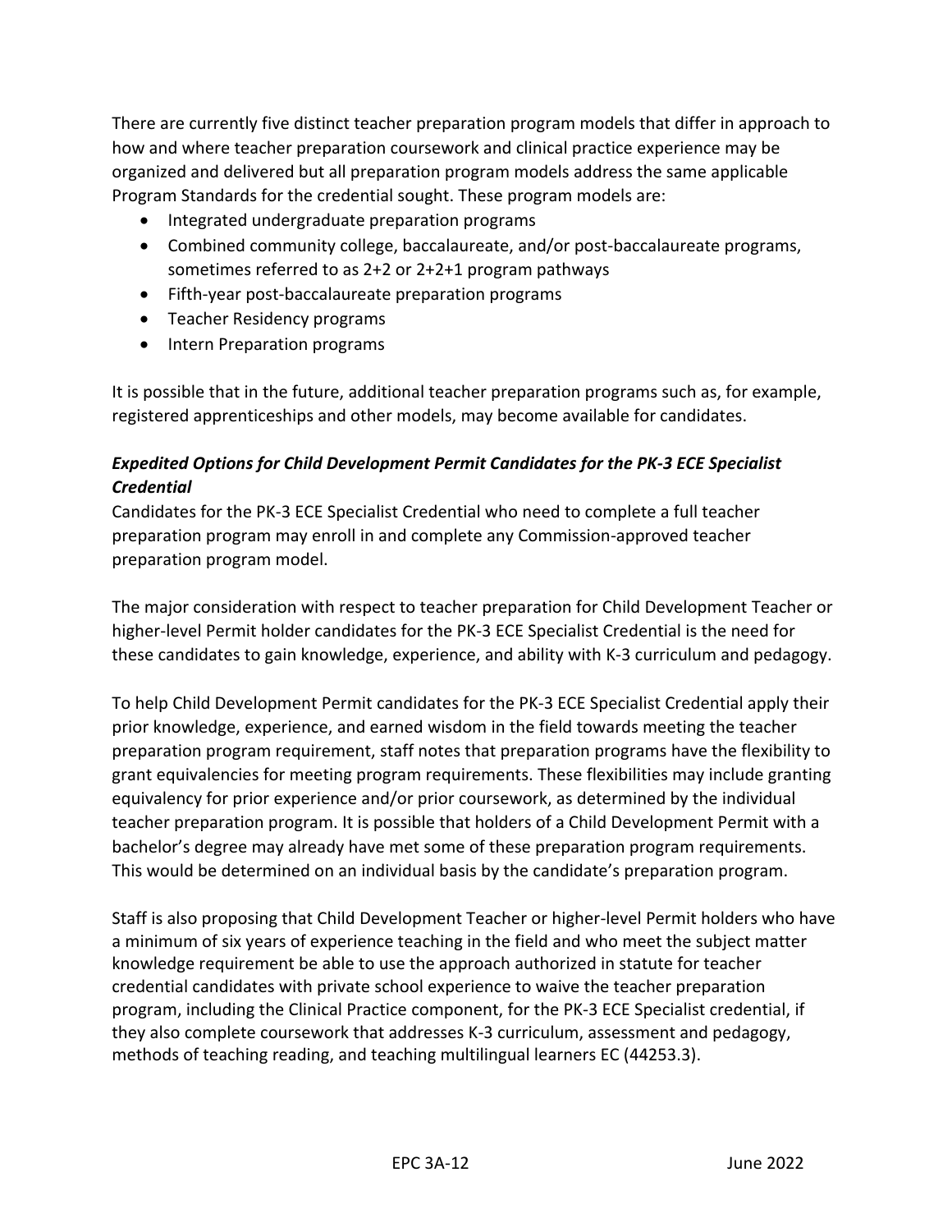There are currently five distinct teacher preparation program models that differ in approach to how and where teacher preparation coursework and clinical practice experience may be organized and delivered but all preparation program models address the same applicable Program Standards for the credential sought. These program models are:

- Integrated undergraduate preparation programs
- Combined community college, baccalaureate, and/or post-baccalaureate programs, sometimes referred to as 2+2 or 2+2+1 program pathways
- Fifth-year post-baccalaureate preparation programs
- Teacher Residency programs
- Intern Preparation programs

It is possible that in the future, additional teacher preparation programs such as, for example, registered apprenticeships and other models, may become available for candidates.

***Expedited Options for Child Development Permit Candidates for the PK-3 ECE Specialist Credential***

Candidates for the PK-3 ECE Specialist Credential who need to complete a full teacher preparation program may enroll in and complete any Commission-approved teacher preparation program model.

The major consideration with respect to teacher preparation for Child Development Teacher or higher-level Permit holder candidates for the PK-3 ECE Specialist Credential is the need for these candidates to gain knowledge, experience, and ability with K-3 curriculum and pedagogy.

To help Child Development Permit candidates for the PK-3 ECE Specialist Credential apply their prior knowledge, experience, and earned wisdom in the field towards meeting the teacher preparation program requirement, staff notes that preparation programs have the flexibility to grant equivalencies for meeting program requirements. These flexibilities may include granting equivalency for prior experience and/or prior coursework, as determined by the individual teacher preparation program. It is possible that holders of a Child Development Permit with a bachelor's degree may already have met some of these preparation program requirements. This would be determined on an individual basis by the candidate's preparation program.

Staff is also proposing that Child Development Teacher or higher-level Permit holders who have a minimum of six years of experience teaching in the field and who meet the subject matter knowledge requirement be able to use the approach authorized in statute for teacher credential candidates with private school experience to waive the teacher preparation program, including the Clinical Practice component, for the PK-3 ECE Specialist credential, if they also complete coursework that addresses K-3 curriculum, assessment and pedagogy, methods of teaching reading, and teaching multilingual learners EC (44253.3).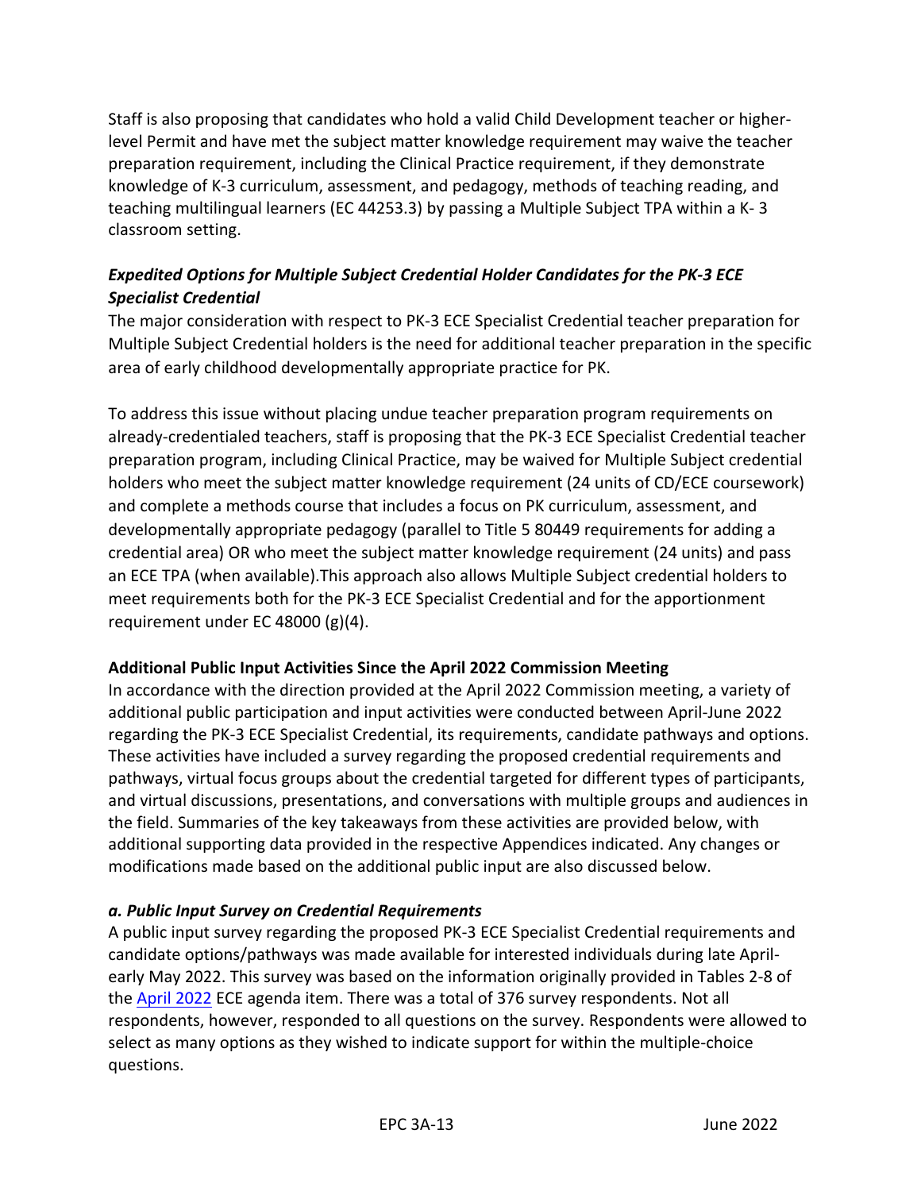Staff is also proposing that candidates who hold a valid Child Development teacher or higher-level Permit and have met the subject matter knowledge requirement may waive the teacher preparation requirement, including the Clinical Practice requirement, if they demonstrate knowledge of K-3 curriculum, assessment, and pedagogy, methods of teaching reading, and teaching multilingual learners (EC 44253.3) by passing a Multiple Subject TPA within a K- 3 classroom setting.

***Expedited Options for Multiple Subject Credential Holder Candidates for the PK-3 ECE Specialist Credential***

The major consideration with respect to PK-3 ECE Specialist Credential teacher preparation for Multiple Subject Credential holders is the need for additional teacher preparation in the specific area of early childhood developmentally appropriate practice for PK.

To address this issue without placing undue teacher preparation program requirements on already-credentialed teachers, staff is proposing that the PK-3 ECE Specialist Credential teacher preparation program, including Clinical Practice, may be waived for Multiple Subject credential holders who meet the subject matter knowledge requirement (24 units of CD/ECE coursework) and complete a methods course that includes a focus on PK curriculum, assessment, and developmentally appropriate pedagogy (parallel to Title 5 80449 requirements for adding a credential area) OR who meet the subject matter knowledge requirement (24 units) and pass an ECE TPA (when available).This approach also allows Multiple Subject credential holders to meet requirements both for the PK-3 ECE Specialist Credential and for the apportionment requirement under EC 48000 (g)(4).

**Additional Public Input Activities Since the April 2022 Commission Meeting**

In accordance with the direction provided at the April 2022 Commission meeting, a variety of additional public participation and input activities were conducted between April-June 2022 regarding the PK-3 ECE Specialist Credential, its requirements, candidate pathways and options. These activities have included a survey regarding the proposed credential requirements and pathways, virtual focus groups about the credential targeted for different types of participants, and virtual discussions, presentations, and conversations with multiple groups and audiences in the field. Summaries of the key takeaways from these activities are provided below, with additional supporting data provided in the respective Appendices indicated. Any changes or modifications made based on the additional public input are also discussed below.

***a. Public Input Survey on Credential Requirements***

A public input survey regarding the proposed PK-3 ECE Specialist Credential requirements and candidate options/pathways was made available for interested individuals during late April-early May 2022. This survey was based on the information originally provided in Tables 2-8 of the April 2022 ECE agenda item. There was a total of 376 survey respondents. Not all respondents, however, responded to all questions on the survey. Respondents were allowed to select as many options as they wished to indicate support for within the multiple-choice questions.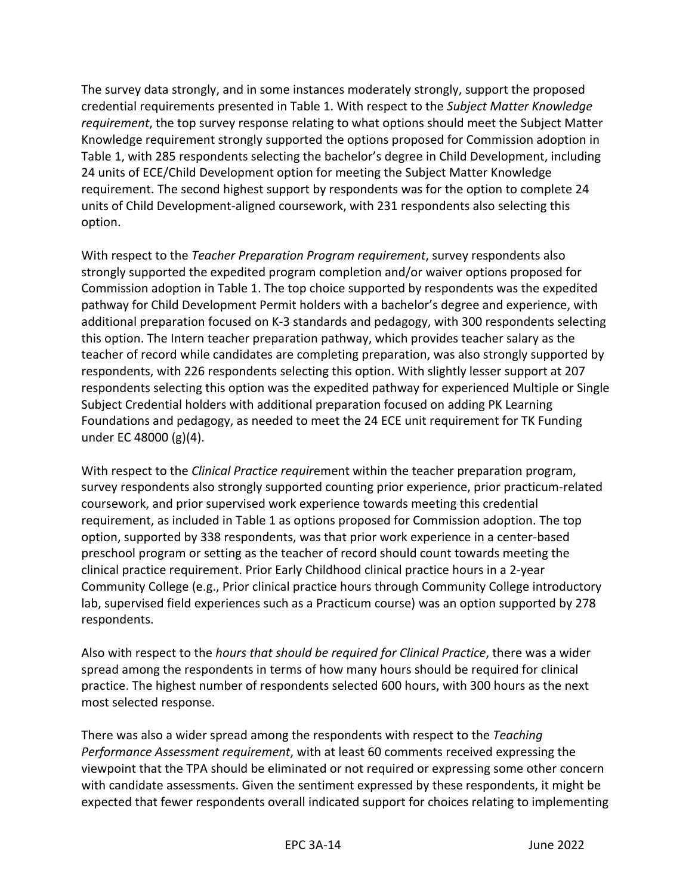The survey data strongly, and in some instances moderately strongly, support the proposed credential requirements presented in Table 1. With respect to the *Subject Matter Knowledge requirement*, the top survey response relating to what options should meet the Subject Matter Knowledge requirement strongly supported the options proposed for Commission adoption in Table 1, with 285 respondents selecting the bachelor's degree in Child Development, including 24 units of ECE/Child Development option for meeting the Subject Matter Knowledge requirement. The second highest support by respondents was for the option to complete 24 units of Child Development-aligned coursework, with 231 respondents also selecting this option.

With respect to the *Teacher Preparation Program requirement*, survey respondents also strongly supported the expedited program completion and/or waiver options proposed for Commission adoption in Table 1. The top choice supported by respondents was the expedited pathway for Child Development Permit holders with a bachelor's degree and experience, with additional preparation focused on K-3 standards and pedagogy, with 300 respondents selecting this option. The Intern teacher preparation pathway, which provides teacher salary as the teacher of record while candidates are completing preparation, was also strongly supported by respondents, with 226 respondents selecting this option. With slightly lesser support at 207 respondents selecting this option was the expedited pathway for experienced Multiple or Single Subject Credential holders with additional preparation focused on adding PK Learning Foundations and pedagogy, as needed to meet the 24 ECE unit requirement for TK Funding under EC 48000 (g)(4).

With respect to the *Clinical Practice requir*ement within the teacher preparation program, survey respondents also strongly supported counting prior experience, prior practicum-related coursework, and prior supervised work experience towards meeting this credential requirement, as included in Table 1 as options proposed for Commission adoption. The top option, supported by 338 respondents, was that prior work experience in a center-based preschool program or setting as the teacher of record should count towards meeting the clinical practice requirement. Prior Early Childhood clinical practice hours in a 2-year Community College (e.g., Prior clinical practice hours through Community College introductory lab, supervised field experiences such as a Practicum course) was an option supported by 278 respondents.

Also with respect to the *hours that should be required for Clinical Practice*, there was a wider spread among the respondents in terms of how many hours should be required for clinical practice. The highest number of respondents selected 600 hours, with 300 hours as the next most selected response.

There was also a wider spread among the respondents with respect to the *Teaching Performance Assessment requirement*, with at least 60 comments received expressing the viewpoint that the TPA should be eliminated or not required or expressing some other concern with candidate assessments. Given the sentiment expressed by these respondents, it might be expected that fewer respondents overall indicated support for choices relating to implementing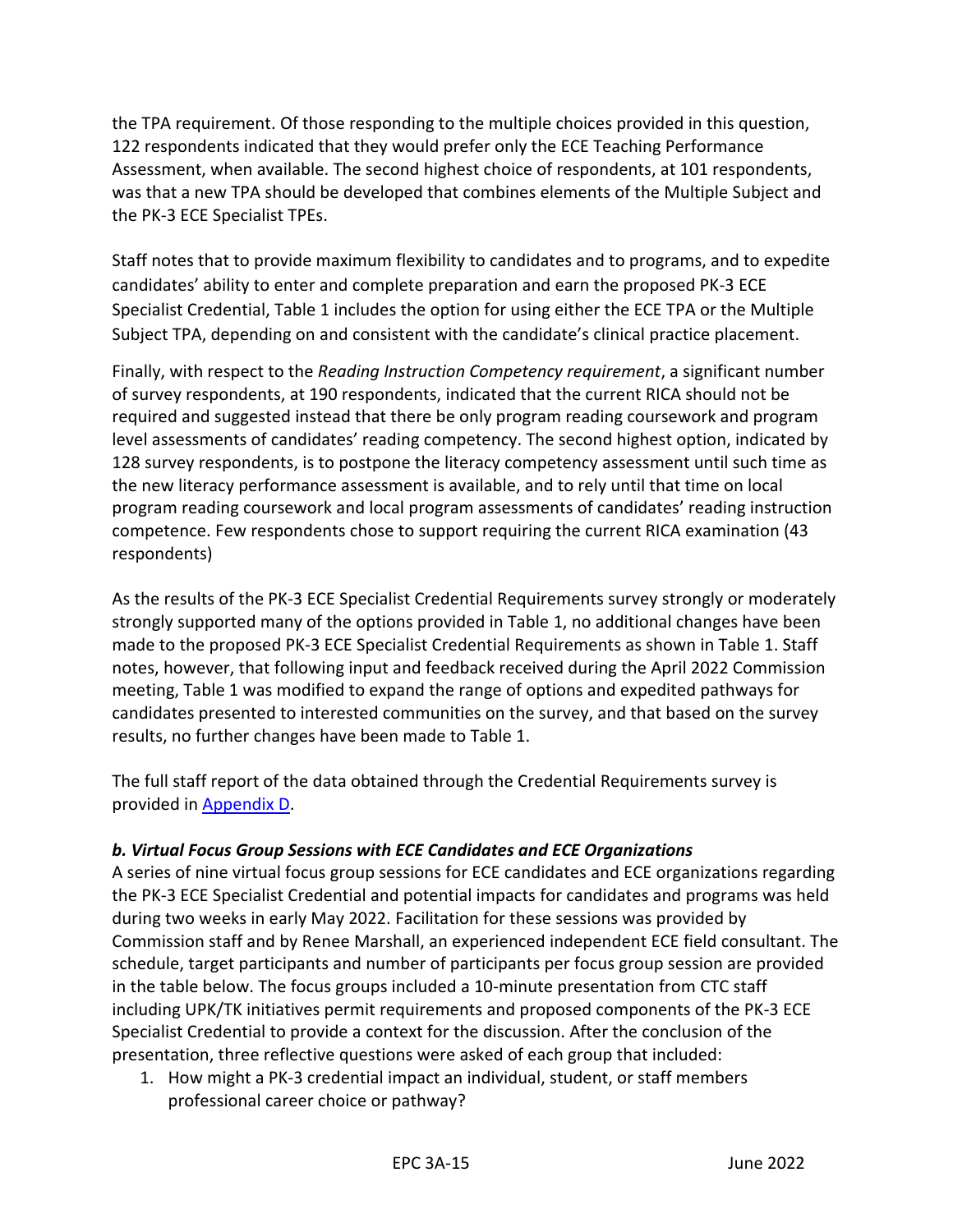the TPA requirement. Of those responding to the multiple choices provided in this question, 122 respondents indicated that they would prefer only the ECE Teaching Performance Assessment, when available. The second highest choice of respondents, at 101 respondents, was that a new TPA should be developed that combines elements of the Multiple Subject and the PK-3 ECE Specialist TPEs.

Staff notes that to provide maximum flexibility to candidates and to programs, and to expedite candidates' ability to enter and complete preparation and earn the proposed PK-3 ECE Specialist Credential, Table 1 includes the option for using either the ECE TPA or the Multiple Subject TPA, depending on and consistent with the candidate's clinical practice placement.

Finally, with respect to the *Reading Instruction Competency requirement*, a significant number of survey respondents, at 190 respondents, indicated that the current RICA should not be required and suggested instead that there be only program reading coursework and program level assessments of candidates' reading competency. The second highest option, indicated by 128 survey respondents, is to postpone the literacy competency assessment until such time as the new literacy performance assessment is available, and to rely until that time on local program reading coursework and local program assessments of candidates' reading instruction competence. Few respondents chose to support requiring the current RICA examination (43 respondents)

As the results of the PK-3 ECE Specialist Credential Requirements survey strongly or moderately strongly supported many of the options provided in Table 1, no additional changes have been made to the proposed PK-3 ECE Specialist Credential Requirements as shown in Table 1. Staff notes, however, that following input and feedback received during the April 2022 Commission meeting, Table 1 was modified to expand the range of options and expedited pathways for candidates presented to interested communities on the survey, and that based on the survey results, no further changes have been made to Table 1.

The full staff report of the data obtained through the Credential Requirements survey is provided in Appendix D.

***b. Virtual Focus Group Sessions with ECE Candidates and ECE Organizations***

A series of nine virtual focus group sessions for ECE candidates and ECE organizations regarding the PK-3 ECE Specialist Credential and potential impacts for candidates and programs was held during two weeks in early May 2022. Facilitation for these sessions was provided by Commission staff and by Renee Marshall, an experienced independent ECE field consultant. The schedule, target participants and number of participants per focus group session are provided in the table below. The focus groups included a 10-minute presentation from CTC staff including UPK/TK initiatives permit requirements and proposed components of the PK-3 ECE Specialist Credential to provide a context for the discussion. After the conclusion of the presentation, three reflective questions were asked of each group that included:

1. How might a PK-3 credential impact an individual, student, or staff members professional career choice or pathway?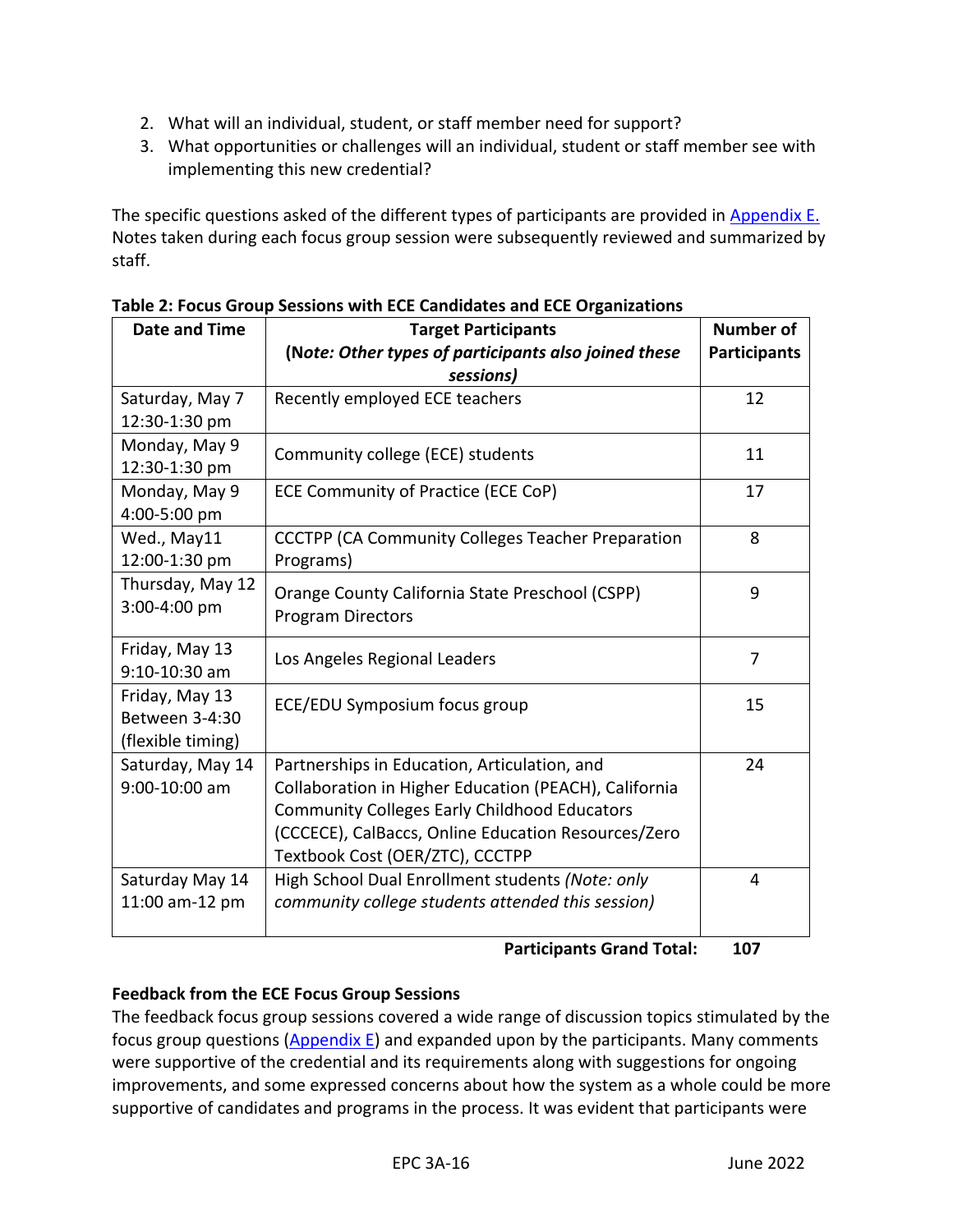2. What will an individual, student, or staff member need for support?
3. What opportunities or challenges will an individual, student or staff member see with implementing this new credential?

The specific questions asked of the different types of participants are provided in Appendix E. Notes taken during each focus group session were subsequently reviewed and summarized by staff.

**Table 2: Focus Group Sessions with ECE Candidates and ECE Organizations**

| Date and Time | Target Participants (*Note: Other types of participants also joined these sessions*) | Number of Participants |
|---|---|---|
| Saturday, May 7 12:30-1:30 pm | Recently employed ECE teachers | 12 |
| Monday, May 9 12:30-1:30 pm | Community college (ECE) students | 11 |
| Monday, May 9 4:00-5:00 pm | ECE Community of Practice (ECE CoP) | 17 |
| Wed., May11 12:00-1:30 pm | CCCTPP (CA Community Colleges Teacher Preparation Programs) | 8 |
| Thursday, May 12 3:00-4:00 pm | Orange County California State Preschool (CSPP) Program Directors | 9 |
| Friday, May 13 9:10-10:30 am | Los Angeles Regional Leaders | 7 |
| Friday, May 13 Between 3-4:30 (flexible timing) | ECE/EDU Symposium focus group | 15 |
| Saturday, May 14 9:00-10:00 am | Partnerships in Education, Articulation, and Collaboration in Higher Education (PEACH), California Community Colleges Early Childhood Educators (CCCECE), CalBaccs, Online Education Resources/Zero Textbook Cost (OER/ZTC), CCCTPP | 24 |
| Saturday May 14 11:00 am-12 pm | High School Dual Enrollment students *(Note: only community college students attended this session)* | 4 |
| | **Participants Grand Total:** | **107** |

**Feedback from the ECE Focus Group Sessions**

The feedback focus group sessions covered a wide range of discussion topics stimulated by the focus group questions (Appendix E) and expanded upon by the participants. Many comments were supportive of the credential and its requirements along with suggestions for ongoing improvements, and some expressed concerns about how the system as a whole could be more supportive of candidates and programs in the process. It was evident that participants were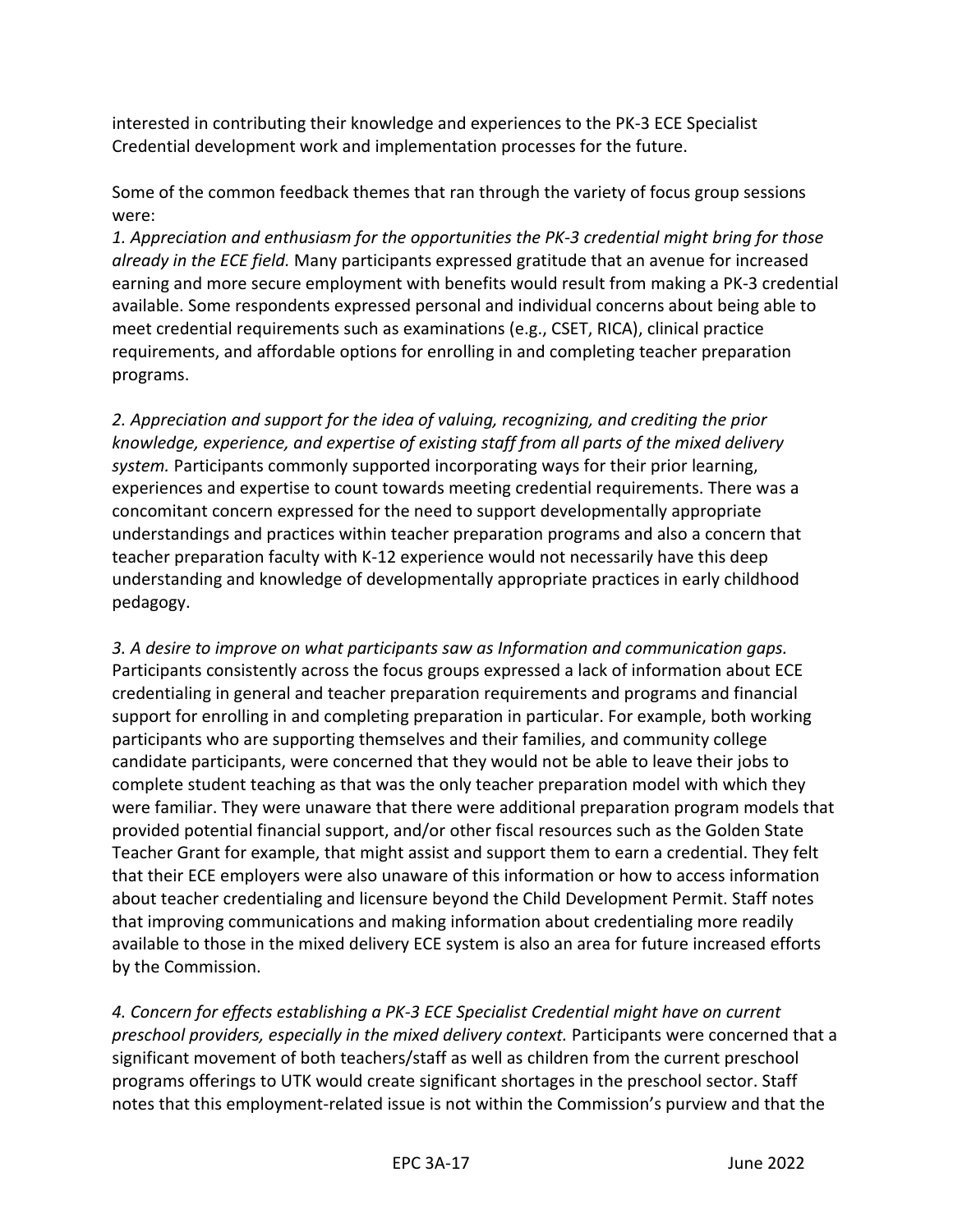interested in contributing their knowledge and experiences to the PK-3 ECE Specialist Credential development work and implementation processes for the future.

Some of the common feedback themes that ran through the variety of focus group sessions were:

*1. Appreciation and enthusiasm for the opportunities the PK-3 credential might bring for those already in the ECE field.* Many participants expressed gratitude that an avenue for increased earning and more secure employment with benefits would result from making a PK-3 credential available. Some respondents expressed personal and individual concerns about being able to meet credential requirements such as examinations (e.g., CSET, RICA), clinical practice requirements, and affordable options for enrolling in and completing teacher preparation programs.

*2. Appreciation and support for the idea of valuing, recognizing, and crediting the prior knowledge, experience, and expertise of existing staff from all parts of the mixed delivery system.* Participants commonly supported incorporating ways for their prior learning, experiences and expertise to count towards meeting credential requirements. There was a concomitant concern expressed for the need to support developmentally appropriate understandings and practices within teacher preparation programs and also a concern that teacher preparation faculty with K-12 experience would not necessarily have this deep understanding and knowledge of developmentally appropriate practices in early childhood pedagogy.

*3. A desire to improve on what participants saw as Information and communication gaps.* Participants consistently across the focus groups expressed a lack of information about ECE credentialing in general and teacher preparation requirements and programs and financial support for enrolling in and completing preparation in particular. For example, both working participants who are supporting themselves and their families, and community college candidate participants, were concerned that they would not be able to leave their jobs to complete student teaching as that was the only teacher preparation model with which they were familiar. They were unaware that there were additional preparation program models that provided potential financial support, and/or other fiscal resources such as the Golden State Teacher Grant for example, that might assist and support them to earn a credential. They felt that their ECE employers were also unaware of this information or how to access information about teacher credentialing and licensure beyond the Child Development Permit. Staff notes that improving communications and making information about credentialing more readily available to those in the mixed delivery ECE system is also an area for future increased efforts by the Commission.

*4. Concern for effects establishing a PK-3 ECE Specialist Credential might have on current preschool providers, especially in the mixed delivery context.* Participants were concerned that a significant movement of both teachers/staff as well as children from the current preschool programs offerings to UTK would create significant shortages in the preschool sector. Staff notes that this employment-related issue is not within the Commission's purview and that the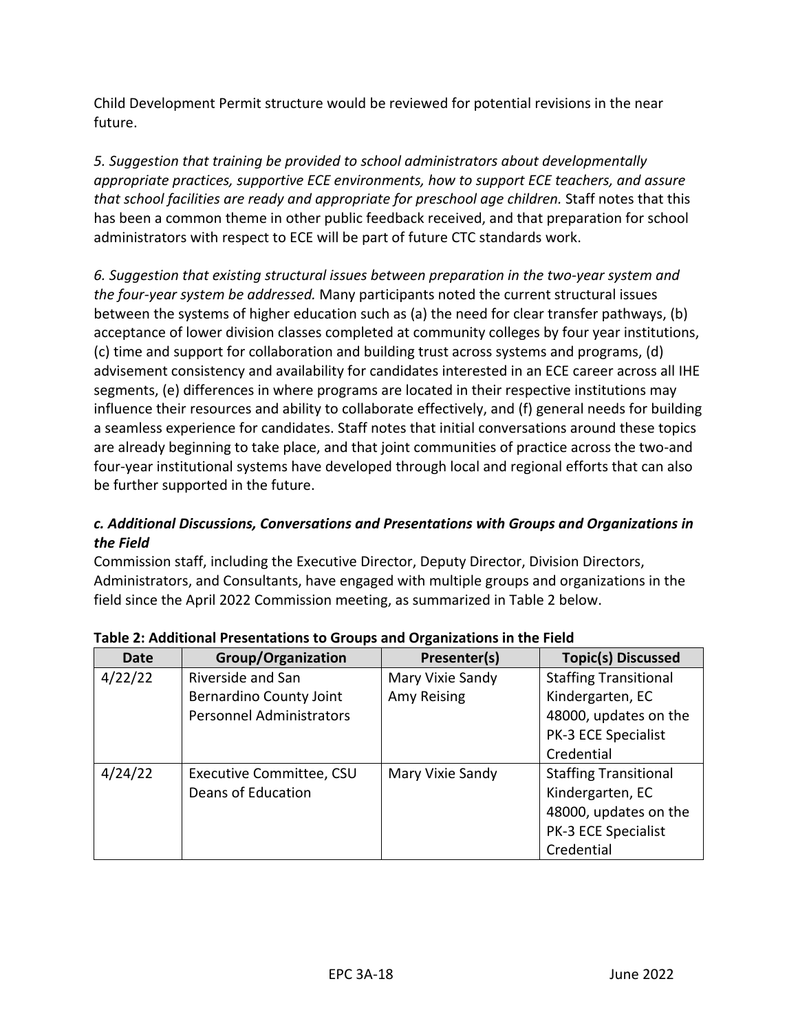Child Development Permit structure would be reviewed for potential revisions in the near future.

*5. Suggestion that training be provided to school administrators about developmentally appropriate practices, supportive ECE environments, how to support ECE teachers, and assure that school facilities are ready and appropriate for preschool age children.* Staff notes that this has been a common theme in other public feedback received, and that preparation for school administrators with respect to ECE will be part of future CTC standards work.

*6. Suggestion that existing structural issues between preparation in the two-year system and the four-year system be addressed.* Many participants noted the current structural issues between the systems of higher education such as (a) the need for clear transfer pathways, (b) acceptance of lower division classes completed at community colleges by four year institutions, (c) time and support for collaboration and building trust across systems and programs, (d) advisement consistency and availability for candidates interested in an ECE career across all IHE segments, (e) differences in where programs are located in their respective institutions may influence their resources and ability to collaborate effectively, and (f) general needs for building a seamless experience for candidates. Staff notes that initial conversations around these topics are already beginning to take place, and that joint communities of practice across the two-and four-year institutional systems have developed through local and regional efforts that can also be further supported in the future.

### *c. Additional Discussions, Conversations and Presentations with Groups and Organizations in the Field*

Commission staff, including the Executive Director, Deputy Director, Division Directors, Administrators, and Consultants, have engaged with multiple groups and organizations in the field since the April 2022 Commission meeting, as summarized in Table 2 below.

**Table 2: Additional Presentations to Groups and Organizations in the Field**

| Date | Group/Organization | Presenter(s) | Topic(s) Discussed |
|---|---|---|---|
| 4/22/22 | Riverside and San Bernardino County Joint Personnel Administrators | Mary Vixie Sandy<br>Amy Reising | Staffing Transitional Kindergarten, EC 48000, updates on the PK-3 ECE Specialist Credential |
| 4/24/22 | Executive Committee, CSU Deans of Education | Mary Vixie Sandy | Staffing Transitional Kindergarten, EC 48000, updates on the PK-3 ECE Specialist Credential |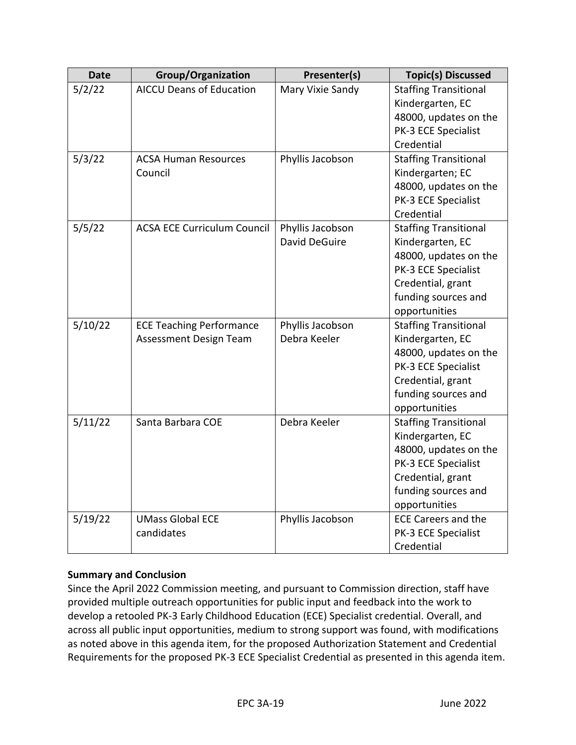| Date | Group/Organization | Presenter(s) | Topic(s) Discussed |
| --- | --- | --- | --- |
| 5/2/22 | AICCU Deans of Education | Mary Vixie Sandy | Staffing Transitional Kindergarten, EC 48000, updates on the PK-3 ECE Specialist Credential |
| 5/3/22 | ACSA Human Resources Council | Phyllis Jacobson | Staffing Transitional Kindergarten; EC 48000, updates on the PK-3 ECE Specialist Credential |
| 5/5/22 | ACSA ECE Curriculum Council | Phyllis Jacobson David DeGuire | Staffing Transitional Kindergarten, EC 48000, updates on the PK-3 ECE Specialist Credential, grant funding sources and opportunities |
| 5/10/22 | ECE Teaching Performance Assessment Design Team | Phyllis Jacobson Debra Keeler | Staffing Transitional Kindergarten, EC 48000, updates on the PK-3 ECE Specialist Credential, grant funding sources and opportunities |
| 5/11/22 | Santa Barbara COE | Debra Keeler | Staffing Transitional Kindergarten, EC 48000, updates on the PK-3 ECE Specialist Credential, grant funding sources and opportunities |
| 5/19/22 | UMass Global ECE candidates | Phyllis Jacobson | ECE Careers and the PK-3 ECE Specialist Credential |

**Summary and Conclusion**

Since the April 2022 Commission meeting, and pursuant to Commission direction, staff have provided multiple outreach opportunities for public input and feedback into the work to develop a retooled PK-3 Early Childhood Education (ECE) Specialist credential. Overall, and across all public input opportunities, medium to strong support was found, with modifications as noted above in this agenda item, for the proposed Authorization Statement and Credential Requirements for the proposed PK-3 ECE Specialist Credential as presented in this agenda item.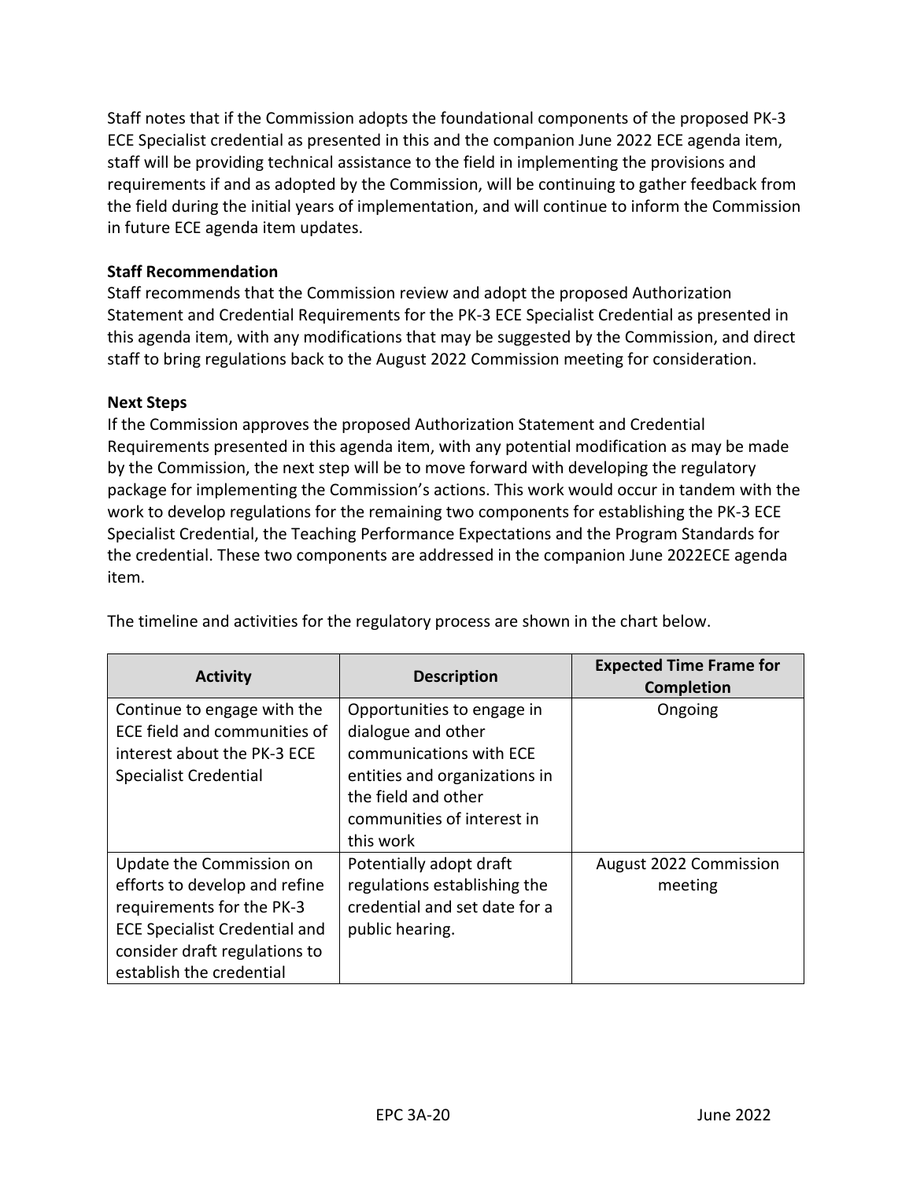Staff notes that if the Commission adopts the foundational components of the proposed PK-3 ECE Specialist credential as presented in this and the companion June 2022 ECE agenda item, staff will be providing technical assistance to the field in implementing the provisions and requirements if and as adopted by the Commission, will be continuing to gather feedback from the field during the initial years of implementation, and will continue to inform the Commission in future ECE agenda item updates.

**Staff Recommendation**

Staff recommends that the Commission review and adopt the proposed Authorization Statement and Credential Requirements for the PK-3 ECE Specialist Credential as presented in this agenda item, with any modifications that may be suggested by the Commission, and direct staff to bring regulations back to the August 2022 Commission meeting for consideration.

**Next Steps**

If the Commission approves the proposed Authorization Statement and Credential Requirements presented in this agenda item, with any potential modification as may be made by the Commission, the next step will be to move forward with developing the regulatory package for implementing the Commission's actions. This work would occur in tandem with the work to develop regulations for the remaining two components for establishing the PK-3 ECE Specialist Credential, the Teaching Performance Expectations and the Program Standards for the credential. These two components are addressed in the companion June 2022ECE agenda item.

The timeline and activities for the regulatory process are shown in the chart below.

| Activity | Description | Expected Time Frame for Completion |
|---|---|---|
| Continue to engage with the ECE field and communities of interest about the PK-3 ECE Specialist Credential | Opportunities to engage in dialogue and other communications with ECE entities and organizations in the field and other communities of interest in this work | Ongoing |
| Update the Commission on efforts to develop and refine requirements for the PK-3 ECE Specialist Credential and consider draft regulations to establish the credential | Potentially adopt draft regulations establishing the credential and set date for a public hearing. | August 2022 Commission meeting |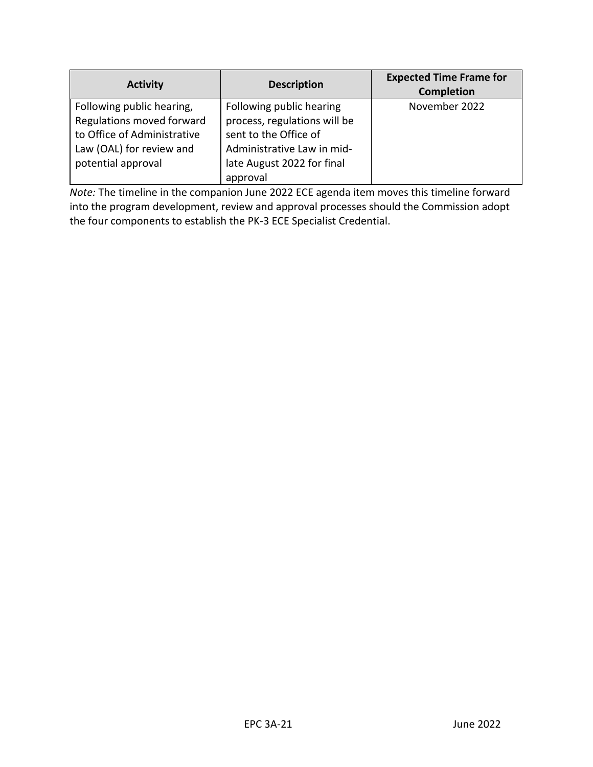| Activity | Description | Expected Time Frame for Completion |
|---|---|---|
| Following public hearing, Regulations moved forward to Office of Administrative Law (OAL) for review and potential approval | Following public hearing process, regulations will be sent to the Office of Administrative Law in mid-late August 2022 for final approval | November 2022 |

*Note:* The timeline in the companion June 2022 ECE agenda item moves this timeline forward into the program development, review and approval processes should the Commission adopt the four components to establish the PK-3 ECE Specialist Credential.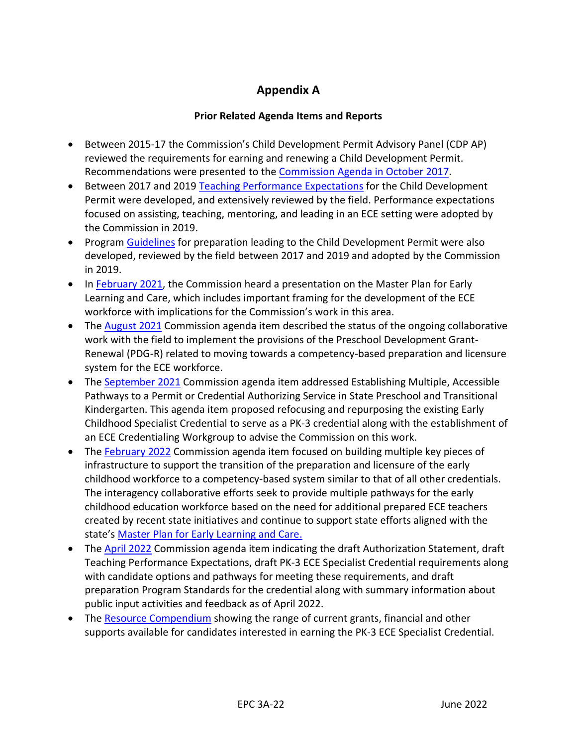# Appendix A

**Prior Related Agenda Items and Reports**

- Between 2015-17 the Commission's Child Development Permit Advisory Panel (CDP AP) reviewed the requirements for earning and renewing a Child Development Permit. Recommendations were presented to the Commission Agenda in October 2017.
- Between 2017 and 2019 Teaching Performance Expectations for the Child Development Permit were developed, and extensively reviewed by the field. Performance expectations focused on assisting, teaching, mentoring, and leading in an ECE setting were adopted by the Commission in 2019.
- Program Guidelines for preparation leading to the Child Development Permit were also developed, reviewed by the field between 2017 and 2019 and adopted by the Commission in 2019.
- In February 2021, the Commission heard a presentation on the Master Plan for Early Learning and Care, which includes important framing for the development of the ECE workforce with implications for the Commission's work in this area.
- The August 2021 Commission agenda item described the status of the ongoing collaborative work with the field to implement the provisions of the Preschool Development Grant-Renewal (PDG-R) related to moving towards a competency-based preparation and licensure system for the ECE workforce.
- The September 2021 Commission agenda item addressed Establishing Multiple, Accessible Pathways to a Permit or Credential Authorizing Service in State Preschool and Transitional Kindergarten. This agenda item proposed refocusing and repurposing the existing Early Childhood Specialist Credential to serve as a PK-3 credential along with the establishment of an ECE Credentialing Workgroup to advise the Commission on this work.
- The February 2022 Commission agenda item focused on building multiple key pieces of infrastructure to support the transition of the preparation and licensure of the early childhood workforce to a competency-based system similar to that of all other credentials. The interagency collaborative efforts seek to provide multiple pathways for the early childhood education workforce based on the need for additional prepared ECE teachers created by recent state initiatives and continue to support state efforts aligned with the state's Master Plan for Early Learning and Care.
- The April 2022 Commission agenda item indicating the draft Authorization Statement, draft Teaching Performance Expectations, draft PK-3 ECE Specialist Credential requirements along with candidate options and pathways for meeting these requirements, and draft preparation Program Standards for the credential along with summary information about public input activities and feedback as of April 2022.
- The Resource Compendium showing the range of current grants, financial and other supports available for candidates interested in earning the PK-3 ECE Specialist Credential.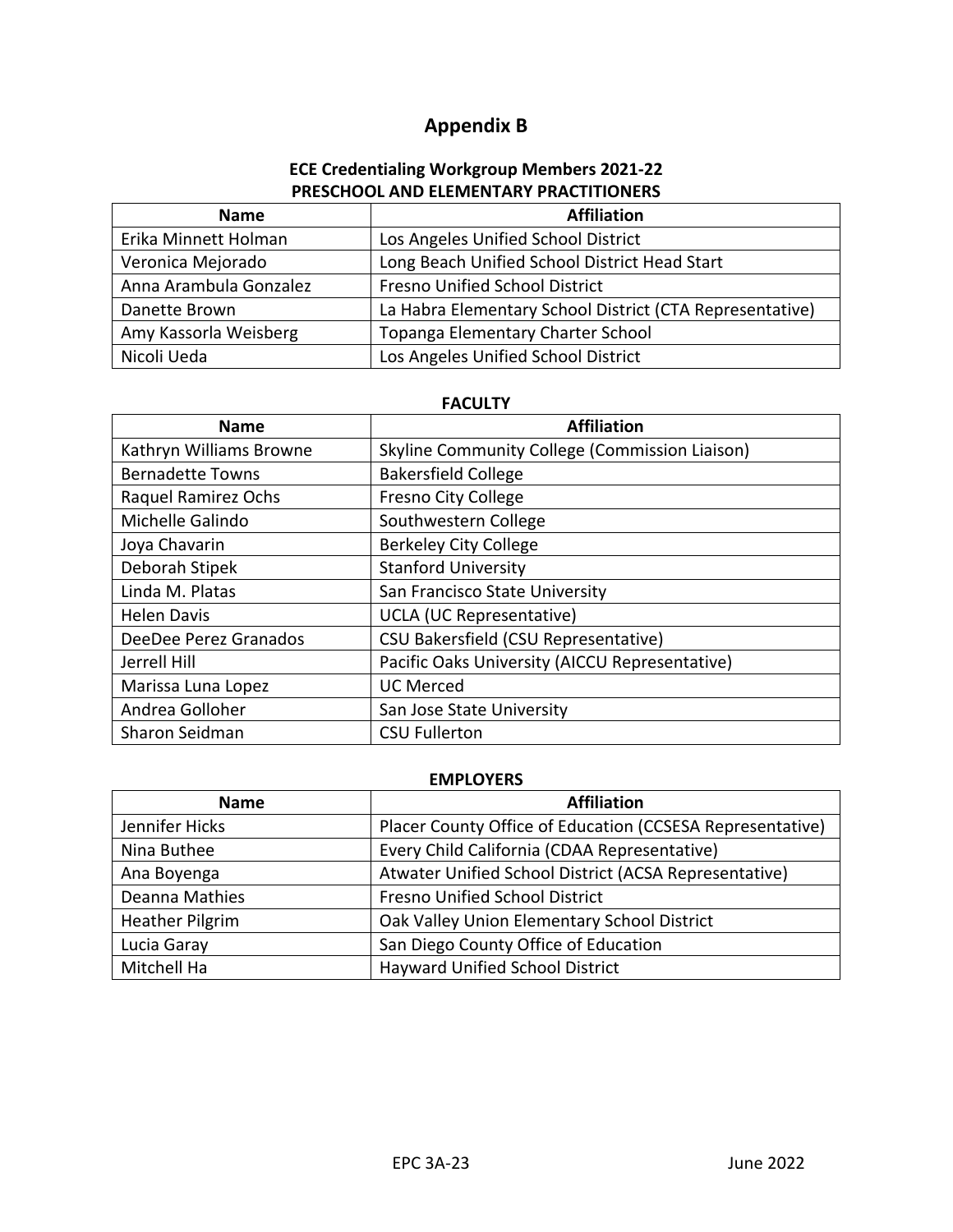# Appendix B

## ECE Credentialing Workgroup Members 2021-22

### PRESCHOOL AND ELEMENTARY PRACTITIONERS

| Name | Affiliation |
|---|---|
| Erika Minnett Holman | Los Angeles Unified School District |
| Veronica Mejorado | Long Beach Unified School District Head Start |
| Anna Arambula Gonzalez | Fresno Unified School District |
| Danette Brown | La Habra Elementary School District (CTA Representative) |
| Amy Kassorla Weisberg | Topanga Elementary Charter School |
| Nicoli Ueda | Los Angeles Unified School District |

### FACULTY

| Name | Affiliation |
|---|---|
| Kathryn Williams Browne | Skyline Community College (Commission Liaison) |
| Bernadette Towns | Bakersfield College |
| Raquel Ramirez Ochs | Fresno City College |
| Michelle Galindo | Southwestern College |
| Joya Chavarin | Berkeley City College |
| Deborah Stipek | Stanford University |
| Linda M. Platas | San Francisco State University |
| Helen Davis | UCLA (UC Representative) |
| DeeDee Perez Granados | CSU Bakersfield (CSU Representative) |
| Jerrell Hill | Pacific Oaks University (AICCU Representative) |
| Marissa Luna Lopez | UC Merced |
| Andrea Golloher | San Jose State University |
| Sharon Seidman | CSU Fullerton |

### EMPLOYERS

| Name | Affiliation |
|---|---|
| Jennifer Hicks | Placer County Office of Education (CCSESA Representative) |
| Nina Buthee | Every Child California (CDAA Representative) |
| Ana Boyenga | Atwater Unified School District (ACSA Representative) |
| Deanna Mathies | Fresno Unified School District |
| Heather Pilgrim | Oak Valley Union Elementary School District |
| Lucia Garay | San Diego County Office of Education |
| Mitchell Ha | Hayward Unified School District |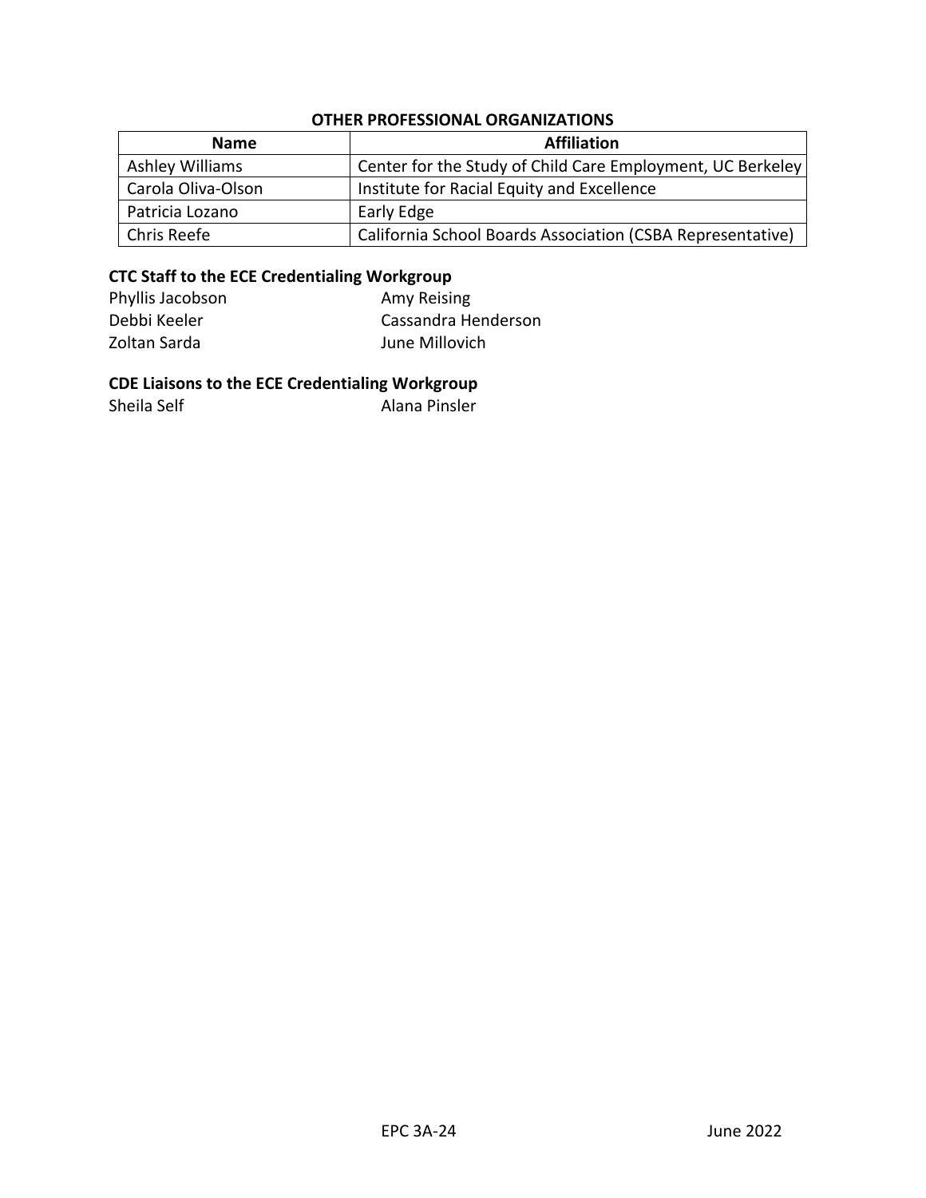**OTHER PROFESSIONAL ORGANIZATIONS**

| Name | Affiliation |
|---|---|
| Ashley Williams | Center for the Study of Child Care Employment, UC Berkeley |
| Carola Oliva-Olson | Institute for Racial Equity and Excellence |
| Patricia Lozano | Early Edge |
| Chris Reefe | California School Boards Association (CSBA Representative) |

**CTC Staff to the ECE Credentialing Workgroup**

Phyllis Jacobson
Debbi Keeler
Zoltan Sarda
Amy Reising
Cassandra Henderson
June Millovich

**CDE Liaisons to the ECE Credentialing Workgroup**

Sheila Self
Alana Pinsler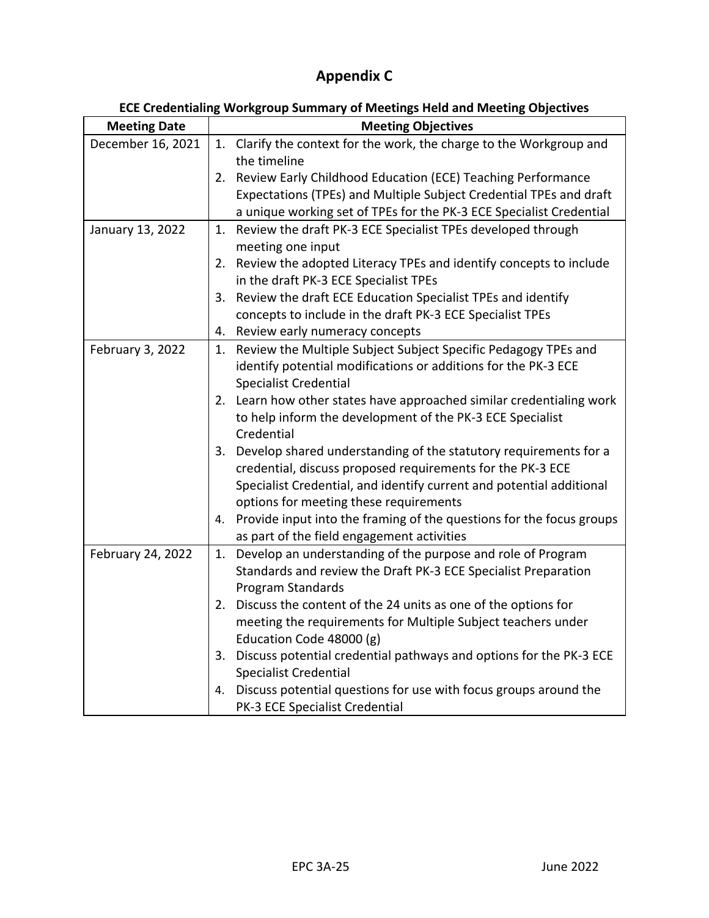# Appendix C

**ECE Credentialing Workgroup Summary of Meetings Held and Meeting Objectives**

| Meeting Date | Meeting Objectives |
|---|---|
| December 16, 2021 | 1. Clarify the context for the work, the charge to the Workgroup and the timeline<br>2. Review Early Childhood Education (ECE) Teaching Performance Expectations (TPEs) and Multiple Subject Credential TPEs and draft a unique working set of TPEs for the PK-3 ECE Specialist Credential |
| January 13, 2022 | 1. Review the draft PK-3 ECE Specialist TPEs developed through meeting one input<br>2. Review the adopted Literacy TPEs and identify concepts to include in the draft PK-3 ECE Specialist TPEs<br>3. Review the draft ECE Education Specialist TPEs and identify concepts to include in the draft PK-3 ECE Specialist TPEs<br>4. Review early numeracy concepts |
| February 3, 2022 | 1. Review the Multiple Subject Subject Specific Pedagogy TPEs and identify potential modifications or additions for the PK-3 ECE Specialist Credential<br>2. Learn how other states have approached similar credentialing work to help inform the development of the PK-3 ECE Specialist Credential<br>3. Develop shared understanding of the statutory requirements for a credential, discuss proposed requirements for the PK-3 ECE Specialist Credential, and identify current and potential additional options for meeting these requirements<br>4. Provide input into the framing of the questions for the focus groups as part of the field engagement activities |
| February 24, 2022 | 1. Develop an understanding of the purpose and role of Program Standards and review the Draft PK-3 ECE Specialist Preparation Program Standards<br>2. Discuss the content of the 24 units as one of the options for meeting the requirements for Multiple Subject teachers under Education Code 48000 (g)<br>3. Discuss potential credential pathways and options for the PK-3 ECE Specialist Credential<br>4. Discuss potential questions for use with focus groups around the PK-3 ECE Specialist Credential |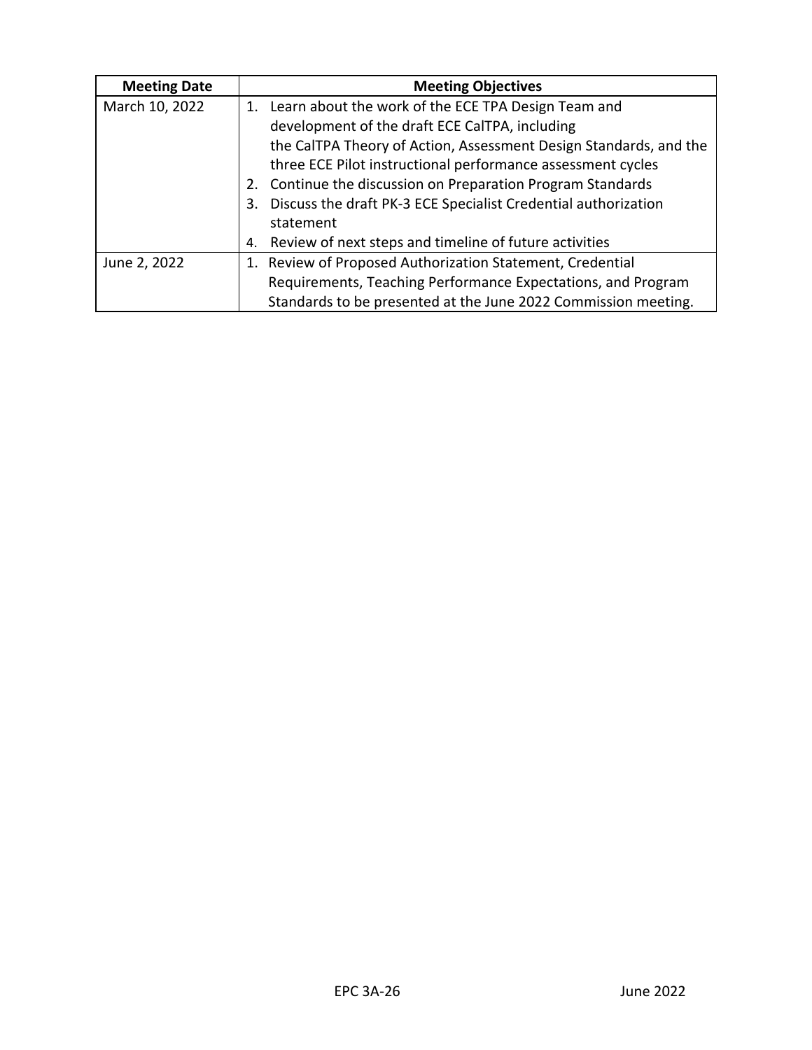| Meeting Date | Meeting Objectives |
|---|---|
| March 10, 2022 | 1. Learn about the work of the ECE TPA Design Team and development of the draft ECE CalTPA, including the CalTPA Theory of Action, Assessment Design Standards, and the three ECE Pilot instructional performance assessment cycles<br>2. Continue the discussion on Preparation Program Standards<br>3. Discuss the draft PK-3 ECE Specialist Credential authorization statement<br>4. Review of next steps and timeline of future activities |
| June 2, 2022 | 1. Review of Proposed Authorization Statement, Credential Requirements, Teaching Performance Expectations, and Program Standards to be presented at the June 2022 Commission meeting. |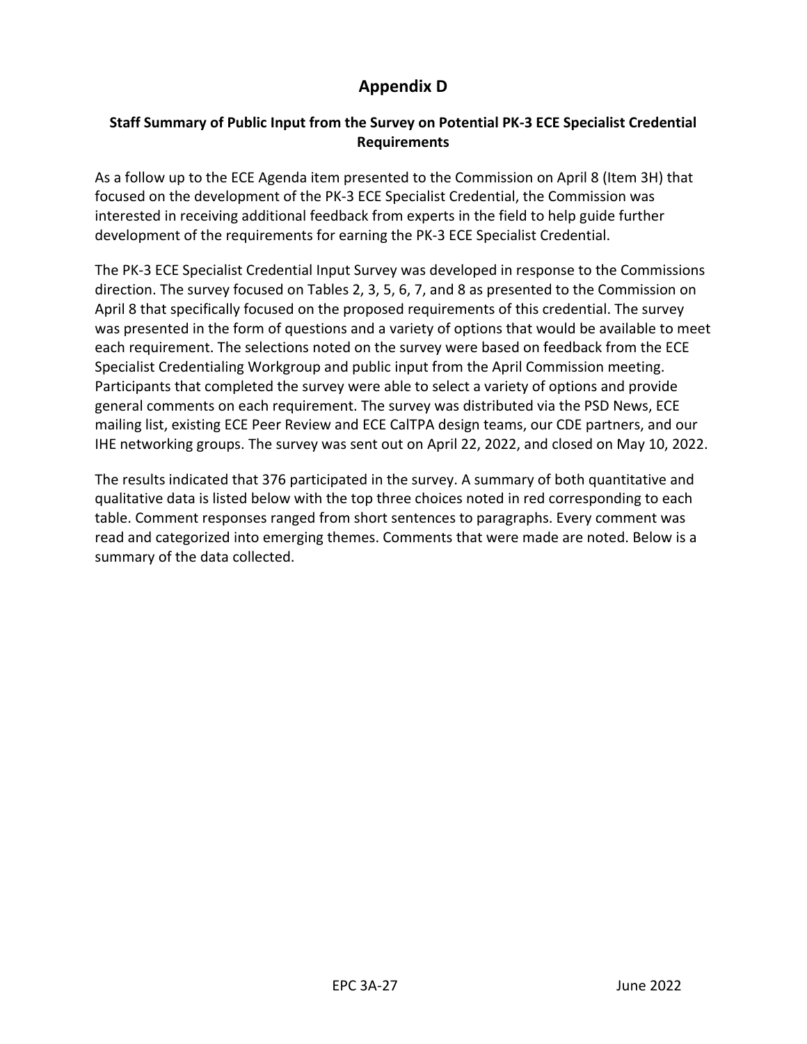# Appendix D

## Staff Summary of Public Input from the Survey on Potential PK-3 ECE Specialist Credential Requirements

As a follow up to the ECE Agenda item presented to the Commission on April 8 (Item 3H) that focused on the development of the PK-3 ECE Specialist Credential, the Commission was interested in receiving additional feedback from experts in the field to help guide further development of the requirements for earning the PK-3 ECE Specialist Credential.

The PK-3 ECE Specialist Credential Input Survey was developed in response to the Commissions direction. The survey focused on Tables 2, 3, 5, 6, 7, and 8 as presented to the Commission on April 8 that specifically focused on the proposed requirements of this credential. The survey was presented in the form of questions and a variety of options that would be available to meet each requirement. The selections noted on the survey were based on feedback from the ECE Specialist Credentialing Workgroup and public input from the April Commission meeting. Participants that completed the survey were able to select a variety of options and provide general comments on each requirement. The survey was distributed via the PSD News, ECE mailing list, existing ECE Peer Review and ECE CalTPA design teams, our CDE partners, and our IHE networking groups. The survey was sent out on April 22, 2022, and closed on May 10, 2022.

The results indicated that 376 participated in the survey. A summary of both quantitative and qualitative data is listed below with the top three choices noted in red corresponding to each table. Comment responses ranged from short sentences to paragraphs. Every comment was read and categorized into emerging themes. Comments that were made are noted. Below is a summary of the data collected.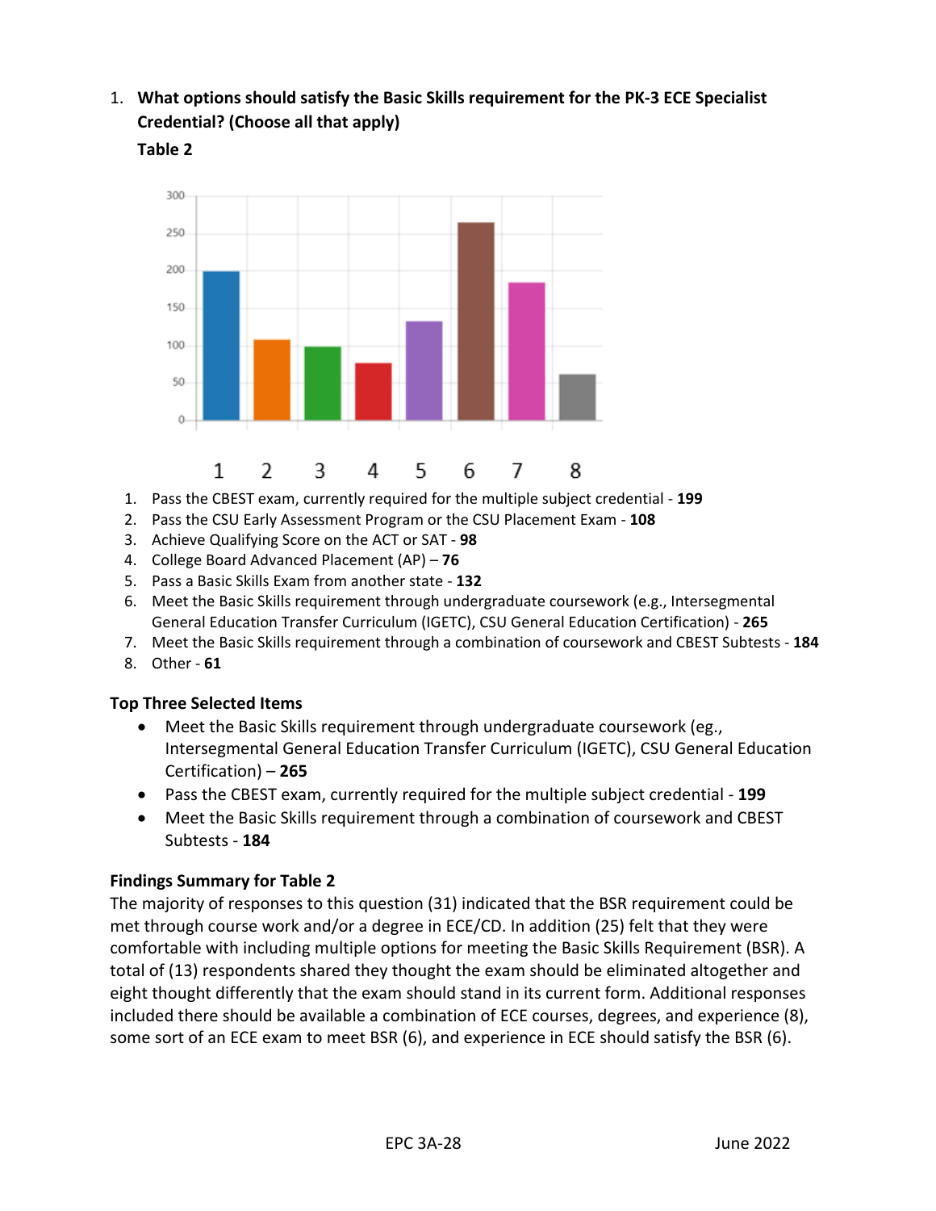1. **What options should satisfy the Basic Skills requirement for the PK-3 ECE Specialist Credential? (Choose all that apply)**

**Table 2**

300
250
200
150
100
50
0

1 2 3 4 5 6 7 8

1. Pass the CBEST exam, currently required for the multiple subject credential - **199**
2. Pass the CSU Early Assessment Program or the CSU Placement Exam - **108**
3. Achieve Qualifying Score on the ACT or SAT - **98**
4. College Board Advanced Placement (AP) – **76**
5. Pass a Basic Skills Exam from another state - **132**
6. Meet the Basic Skills requirement through undergraduate coursework (e.g., Intersegmental General Education Transfer Curriculum (IGETC), CSU General Education Certification) - **265**
7. Meet the Basic Skills requirement through a combination of coursework and CBEST Subtests - **184**
8. Other - **61**

**Top Three Selected Items**

- Meet the Basic Skills requirement through undergraduate coursework (eg., Intersegmental General Education Transfer Curriculum (IGETC), CSU General Education Certification) – **265**
- Pass the CBEST exam, currently required for the multiple subject credential - **199**
- Meet the Basic Skills requirement through a combination of coursework and CBEST Subtests - **184**

**Findings Summary for Table 2**

The majority of responses to this question (31) indicated that the BSR requirement could be met through course work and/or a degree in ECE/CD. In addition (25) felt that they were comfortable with including multiple options for meeting the Basic Skills Requirement (BSR). A total of (13) respondents shared they thought the exam should be eliminated altogether and eight thought differently that the exam should stand in its current form. Additional responses included there should be available a combination of ECE courses, degrees, and experience (8), some sort of an ECE exam to meet BSR (6), and experience in ECE should satisfy the BSR (6).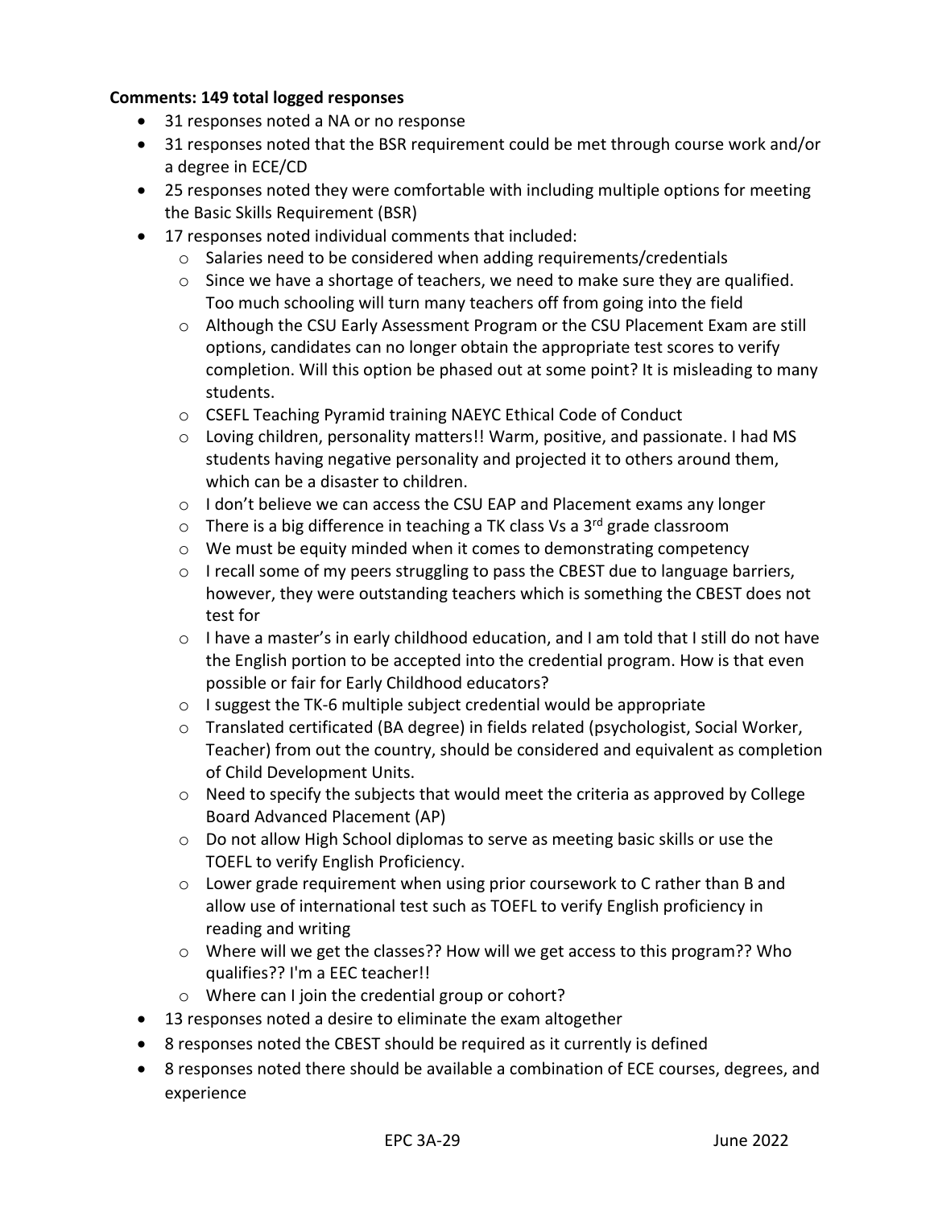**Comments: 149 total logged responses**

- 31 responses noted a NA or no response
- 31 responses noted that the BSR requirement could be met through course work and/or a degree in ECE/CD
- 25 responses noted they were comfortable with including multiple options for meeting the Basic Skills Requirement (BSR)
- 17 responses noted individual comments that included:
  - Salaries need to be considered when adding requirements/credentials
  - Since we have a shortage of teachers, we need to make sure they are qualified. Too much schooling will turn many teachers off from going into the field
  - Although the CSU Early Assessment Program or the CSU Placement Exam are still options, candidates can no longer obtain the appropriate test scores to verify completion. Will this option be phased out at some point? It is misleading to many students.
  - CSEFL Teaching Pyramid training NAEYC Ethical Code of Conduct
  - Loving children, personality matters!! Warm, positive, and passionate. I had MS students having negative personality and projected it to others around them, which can be a disaster to children.
  - I don't believe we can access the CSU EAP and Placement exams any longer
  - There is a big difference in teaching a TK class Vs a 3rd grade classroom
  - We must be equity minded when it comes to demonstrating competency
  - I recall some of my peers struggling to pass the CBEST due to language barriers, however, they were outstanding teachers which is something the CBEST does not test for
  - I have a master's in early childhood education, and I am told that I still do not have the English portion to be accepted into the credential program. How is that even possible or fair for Early Childhood educators?
  - I suggest the TK-6 multiple subject credential would be appropriate
  - Translated certificated (BA degree) in fields related (psychologist, Social Worker, Teacher) from out the country, should be considered and equivalent as completion of Child Development Units.
  - Need to specify the subjects that would meet the criteria as approved by College Board Advanced Placement (AP)
  - Do not allow High School diplomas to serve as meeting basic skills or use the TOEFL to verify English Proficiency.
  - Lower grade requirement when using prior coursework to C rather than B and allow use of international test such as TOEFL to verify English proficiency in reading and writing
  - Where will we get the classes?? How will we get access to this program?? Who qualifies?? I'm a EEC teacher!!
  - Where can I join the credential group or cohort?
- 13 responses noted a desire to eliminate the exam altogether
- 8 responses noted the CBEST should be required as it currently is defined
- 8 responses noted there should be available a combination of ECE courses, degrees, and experience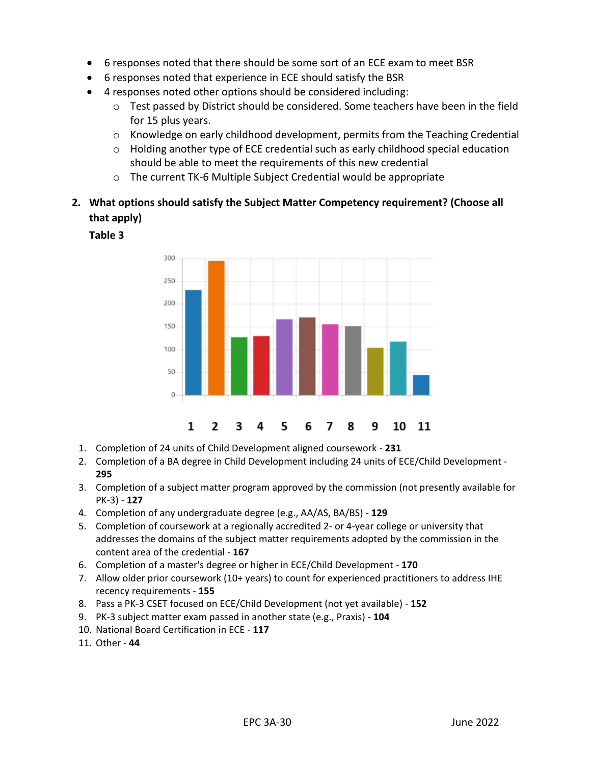- 6 responses noted that there should be some sort of an ECE exam to meet BSR
- 6 responses noted that experience in ECE should satisfy the BSR
- 4 responses noted other options should be considered including:
  - Test passed by District should be considered. Some teachers have been in the field for 15 plus years.
  - Knowledge on early childhood development, permits from the Teaching Credential
  - Holding another type of ECE credential such as early childhood special education should be able to meet the requirements of this new credential
  - The current TK-6 Multiple Subject Credential would be appropriate

**2. What options should satisfy the Subject Matter Competency requirement? (Choose all that apply)**

**Table 3**

300
250
200
150
100
50
0

1 2 3 4 5 6 7 8 9 10 11

1. Completion of 24 units of Child Development aligned coursework - **231**
2. Completion of a BA degree in Child Development including 24 units of ECE/Child Development - **295**
3. Completion of a subject matter program approved by the commission (not presently available for PK-3) - **127**
4. Completion of any undergraduate degree (e.g., AA/AS, BA/BS) - **129**
5. Completion of coursework at a regionally accredited 2- or 4-year college or university that addresses the domains of the subject matter requirements adopted by the commission in the content area of the credential - **167**
6. Completion of a master's degree or higher in ECE/Child Development - **170**
7. Allow older prior coursework (10+ years) to count for experienced practitioners to address IHE recency requirements - **155**
8. Pass a PK-3 CSET focused on ECE/Child Development (not yet available) - **152**
9. PK-3 subject matter exam passed in another state (e.g., Praxis) - **104**
10. National Board Certification in ECE - **117**
11. Other - **44**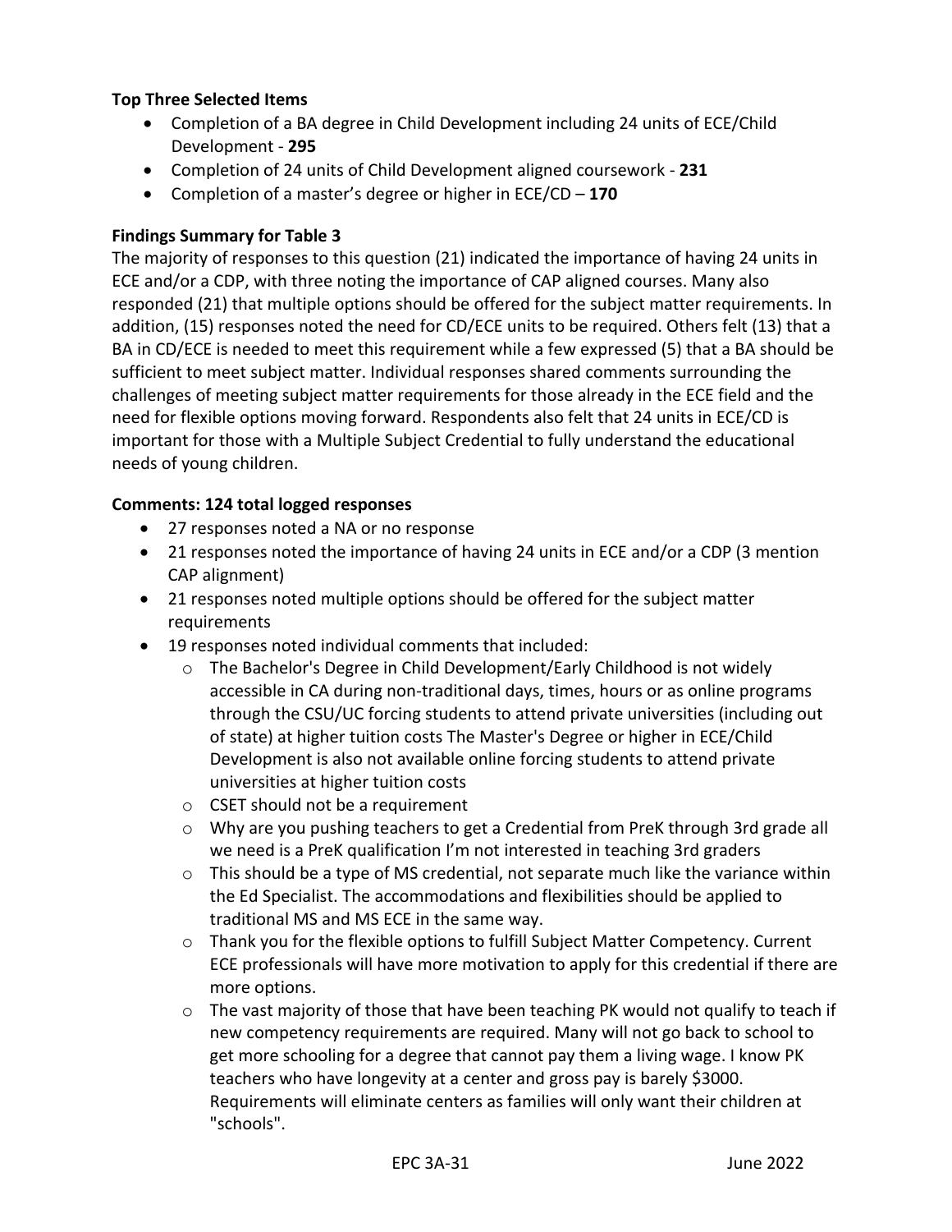**Top Three Selected Items**

- Completion of a BA degree in Child Development including 24 units of ECE/Child Development - **295**
- Completion of 24 units of Child Development aligned coursework - **231**
- Completion of a master's degree or higher in ECE/CD – **170**

**Findings Summary for Table 3**

The majority of responses to this question (21) indicated the importance of having 24 units in ECE and/or a CDP, with three noting the importance of CAP aligned courses. Many also responded (21) that multiple options should be offered for the subject matter requirements. In addition, (15) responses noted the need for CD/ECE units to be required. Others felt (13) that a BA in CD/ECE is needed to meet this requirement while a few expressed (5) that a BA should be sufficient to meet subject matter. Individual responses shared comments surrounding the challenges of meeting subject matter requirements for those already in the ECE field and the need for flexible options moving forward. Respondents also felt that 24 units in ECE/CD is important for those with a Multiple Subject Credential to fully understand the educational needs of young children.

**Comments: 124 total logged responses**

- 27 responses noted a NA or no response
- 21 responses noted the importance of having 24 units in ECE and/or a CDP (3 mention CAP alignment)
- 21 responses noted multiple options should be offered for the subject matter requirements
- 19 responses noted individual comments that included:
  - The Bachelor's Degree in Child Development/Early Childhood is not widely accessible in CA during non-traditional days, times, hours or as online programs through the CSU/UC forcing students to attend private universities (including out of state) at higher tuition costs The Master's Degree or higher in ECE/Child Development is also not available online forcing students to attend private universities at higher tuition costs
  - CSET should not be a requirement
  - Why are you pushing teachers to get a Credential from PreK through 3rd grade all we need is a PreK qualification I'm not interested in teaching 3rd graders
  - This should be a type of MS credential, not separate much like the variance within the Ed Specialist. The accommodations and flexibilities should be applied to traditional MS and MS ECE in the same way.
  - Thank you for the flexible options to fulfill Subject Matter Competency. Current ECE professionals will have more motivation to apply for this credential if there are more options.
  - The vast majority of those that have been teaching PK would not qualify to teach if new competency requirements are required. Many will not go back to school to get more schooling for a degree that cannot pay them a living wage. I know PK teachers who have longevity at a center and gross pay is barely $3000. Requirements will eliminate centers as families will only want their children at "schools".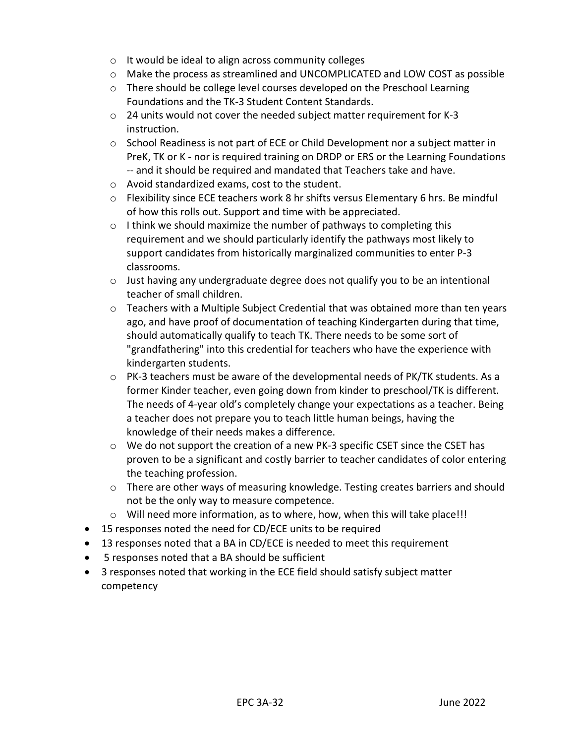- It would be ideal to align across community colleges
  - Make the process as streamlined and UNCOMPLICATED and LOW COST as possible
  - There should be college level courses developed on the Preschool Learning Foundations and the TK-3 Student Content Standards.
  - 24 units would not cover the needed subject matter requirement for K-3 instruction.
  - School Readiness is not part of ECE or Child Development nor a subject matter in PreK, TK or K - nor is required training on DRDP or ERS or the Learning Foundations -- and it should be required and mandated that Teachers take and have.
  - Avoid standardized exams, cost to the student.
  - Flexibility since ECE teachers work 8 hr shifts versus Elementary 6 hrs. Be mindful of how this rolls out. Support and time with be appreciated.
  - I think we should maximize the number of pathways to completing this requirement and we should particularly identify the pathways most likely to support candidates from historically marginalized communities to enter P-3 classrooms.
  - Just having any undergraduate degree does not qualify you to be an intentional teacher of small children.
  - Teachers with a Multiple Subject Credential that was obtained more than ten years ago, and have proof of documentation of teaching Kindergarten during that time, should automatically qualify to teach TK. There needs to be some sort of "grandfathering" into this credential for teachers who have the experience with kindergarten students.
  - PK-3 teachers must be aware of the developmental needs of PK/TK students. As a former Kinder teacher, even going down from kinder to preschool/TK is different. The needs of 4-year old's completely change your expectations as a teacher. Being a teacher does not prepare you to teach little human beings, having the knowledge of their needs makes a difference.
  - We do not support the creation of a new PK-3 specific CSET since the CSET has proven to be a significant and costly barrier to teacher candidates of color entering the teaching profession.
  - There are other ways of measuring knowledge. Testing creates barriers and should not be the only way to measure competence.
  - Will need more information, as to where, how, when this will take place!!!
- 15 responses noted the need for CD/ECE units to be required
- 13 responses noted that a BA in CD/ECE is needed to meet this requirement
- 5 responses noted that a BA should be sufficient
- 3 responses noted that working in the ECE field should satisfy subject matter competency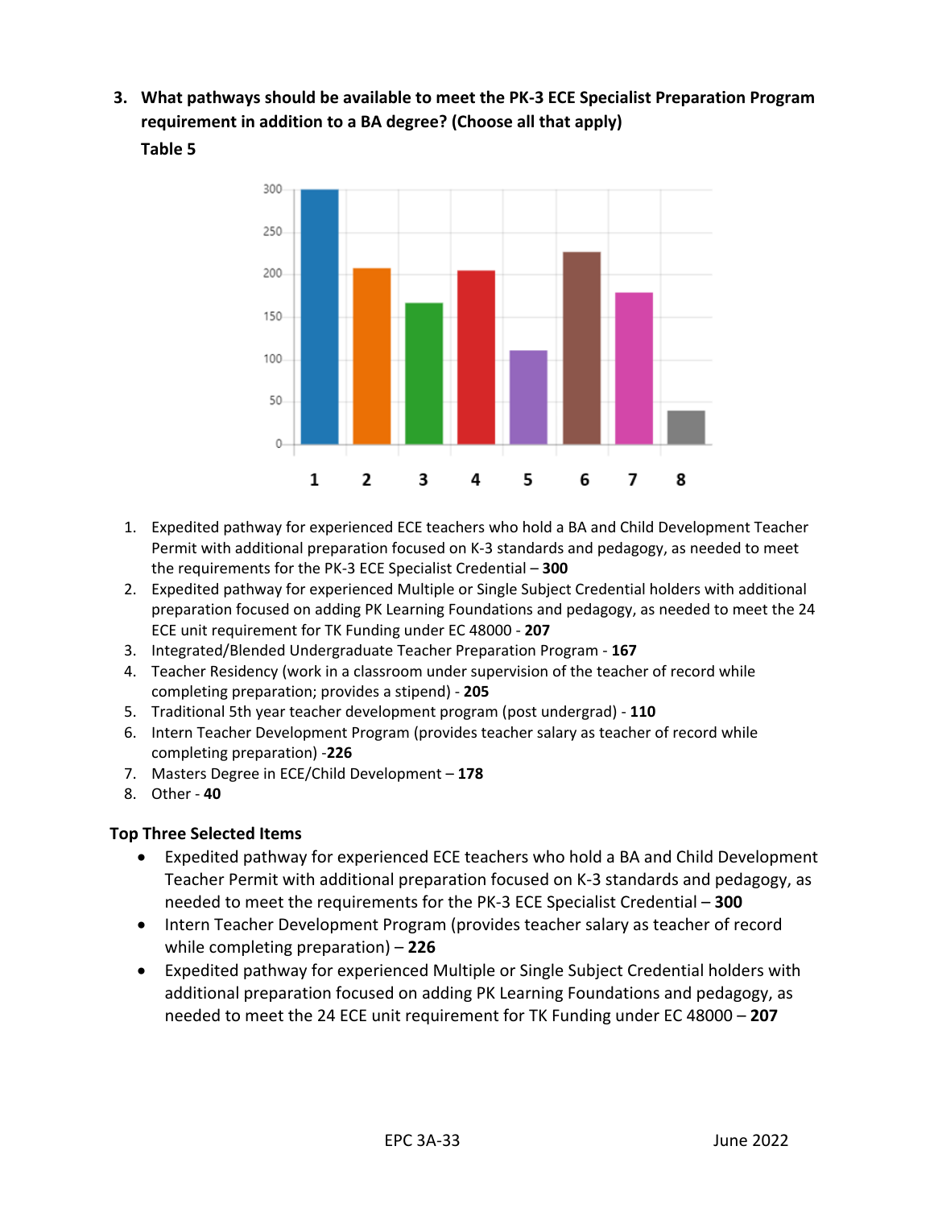3. **What pathways should be available to meet the PK-3 ECE Specialist Preparation Program requirement in addition to a BA degree? (Choose all that apply)**

**Table 5**

300
250
200
150
100
50
0

1 2 3 4 5 6 7 8

1. Expedited pathway for experienced ECE teachers who hold a BA and Child Development Teacher Permit with additional preparation focused on K-3 standards and pedagogy, as needed to meet the the requirements for the PK-3 ECE Specialist Credential – **300**
2. Expedited pathway for experienced Multiple or Single Subject Credential holders with additional preparation focused on adding PK Learning Foundations and pedagogy, as needed to meet the 24 ECE unit requirement for TK Funding under EC 48000 - **207**
3. Integrated/Blended Undergraduate Teacher Preparation Program - **167**
4. Teacher Residency (work in a classroom under supervision of the teacher of record while completing preparation; provides a stipend) - **205**
5. Traditional 5th year teacher development program (post undergrad) - **110**
6. Intern Teacher Development Program (provides teacher salary as teacher of record while completing preparation) -**226**
7. Masters Degree in ECE/Child Development – **178**
8. Other - **40**

**Top Three Selected Items**

- Expedited pathway for experienced ECE teachers who hold a BA and Child Development Teacher Permit with additional preparation focused on K-3 standards and pedagogy, as needed to meet the requirements for the PK-3 ECE Specialist Credential – **300**
- Intern Teacher Development Program (provides teacher salary as teacher of record while completing preparation) – **226**
- Expedited pathway for experienced Multiple or Single Subject Credential holders with additional preparation focused on adding PK Learning Foundations and pedagogy, as needed to meet the 24 ECE unit requirement for TK Funding under EC 48000 – **207**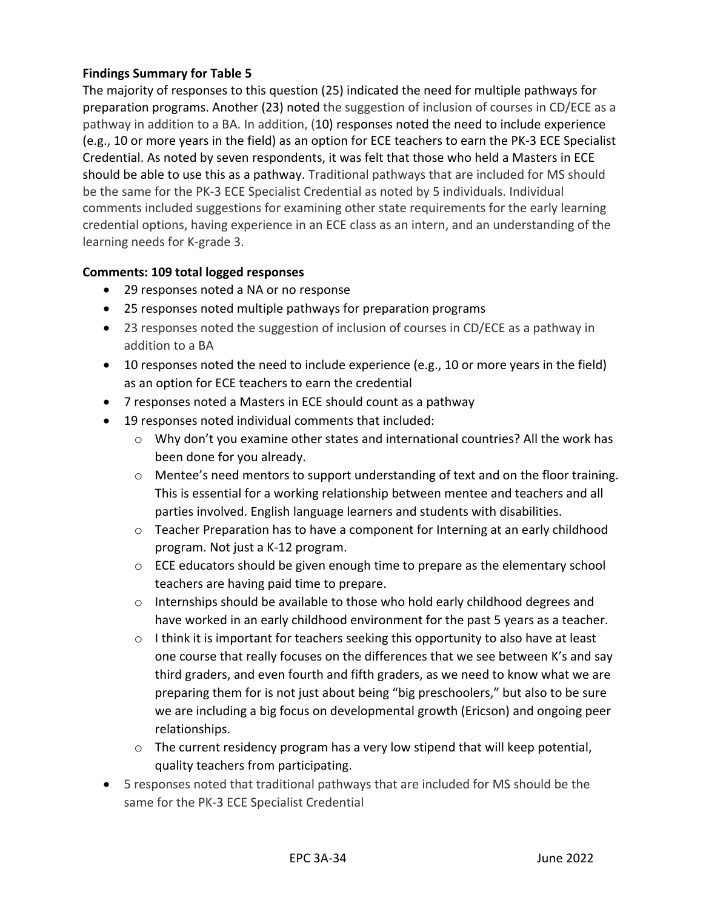**Findings Summary for Table 5**

The majority of responses to this question (25) indicated the need for multiple pathways for preparation programs. Another (23) noted the suggestion of inclusion of courses in CD/ECE as a pathway in addition to a BA. In addition, (10) responses noted the need to include experience (e.g., 10 or more years in the field) as an option for ECE teachers to earn the PK-3 ECE Specialist Credential. As noted by seven respondents, it was felt that those who held a Masters in ECE should be able to use this as a pathway. Traditional pathways that are included for MS should be the same for the PK-3 ECE Specialist Credential as noted by 5 individuals. Individual comments included suggestions for examining other state requirements for the early learning credential options, having experience in an ECE class as an intern, and an understanding of the learning needs for K-grade 3.

**Comments: 109 total logged responses**

- 29 responses noted a NA or no response
- 25 responses noted multiple pathways for preparation programs
- 23 responses noted the suggestion of inclusion of courses in CD/ECE as a pathway in addition to a BA
- 10 responses noted the need to include experience (e.g., 10 or more years in the field) as an option for ECE teachers to earn the credential
- 7 responses noted a Masters in ECE should count as a pathway
- 19 responses noted individual comments that included:
  - Why don't you examine other states and international countries? All the work has been done for you already.
  - Mentee's need mentors to support understanding of text and on the floor training. This is essential for a working relationship between mentee and teachers and all parties involved. English language learners and students with disabilities.
  - Teacher Preparation has to have a component for Interning at an early childhood program. Not just a K-12 program.
  - ECE educators should be given enough time to prepare as the elementary school teachers are having paid time to prepare.
  - Internships should be available to those who hold early childhood degrees and have worked in an early childhood environment for the past 5 years as a teacher.
  - I think it is important for teachers seeking this opportunity to also have at least one course that really focuses on the differences that we see between K's and say third graders, and even fourth and fifth graders, as we need to know what we are preparing them for is not just about being "big preschoolers," but also to be sure we are including a big focus on developmental growth (Ericson) and ongoing peer relationships.
  - The current residency program has a very low stipend that will keep potential, quality teachers from participating.
- 5 responses noted that traditional pathways that are included for MS should be the same for the PK-3 ECE Specialist Credential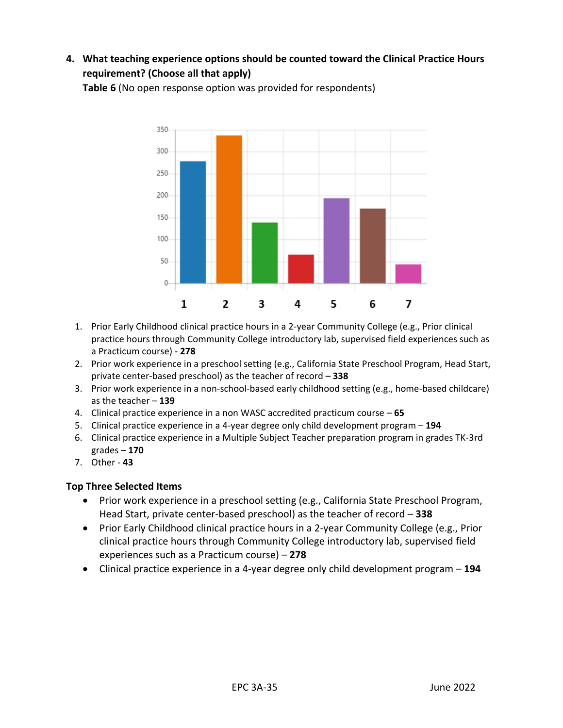**4. What teaching experience options should be counted toward the Clinical Practice Hours requirement? (Choose all that apply)**

**Table 6** (No open response option was provided for respondents)

350
300
250
200
150
100
50
0

1 2 3 4 5 6 7

1. Prior Early Childhood clinical practice hours in a 2-year Community College (e.g., Prior clinical practice hours through Community College introductory lab, supervised field experiences such as a Practicum course) - **278**
2. Prior work experience in a preschool setting (e.g., California State Preschool Program, Head Start, private center-based preschool) as the teacher of record – **338**
3. Prior work experience in a non-school-based early childhood setting (e.g., home-based childcare) as the teacher – **139**
4. Clinical practice experience in a non WASC accredited practicum course – **65**
5. Clinical practice experience in a 4-year degree only child development program – **194**
6. Clinical practice experience in a Multiple Subject Teacher preparation program in grades TK-3rd grades – **170**
7. Other - **43**

**Top Three Selected Items**

- Prior work experience in a preschool setting (e.g., California State Preschool Program, Head Start, private center-based preschool) as the teacher of record – **338**
- Prior Early Childhood clinical practice hours in a 2-year Community College (e.g., Prior clinical practice hours through Community College introductory lab, supervised field experiences such as a Practicum course) – **278**
- Clinical practice experience in a 4-year degree only child development program – **194**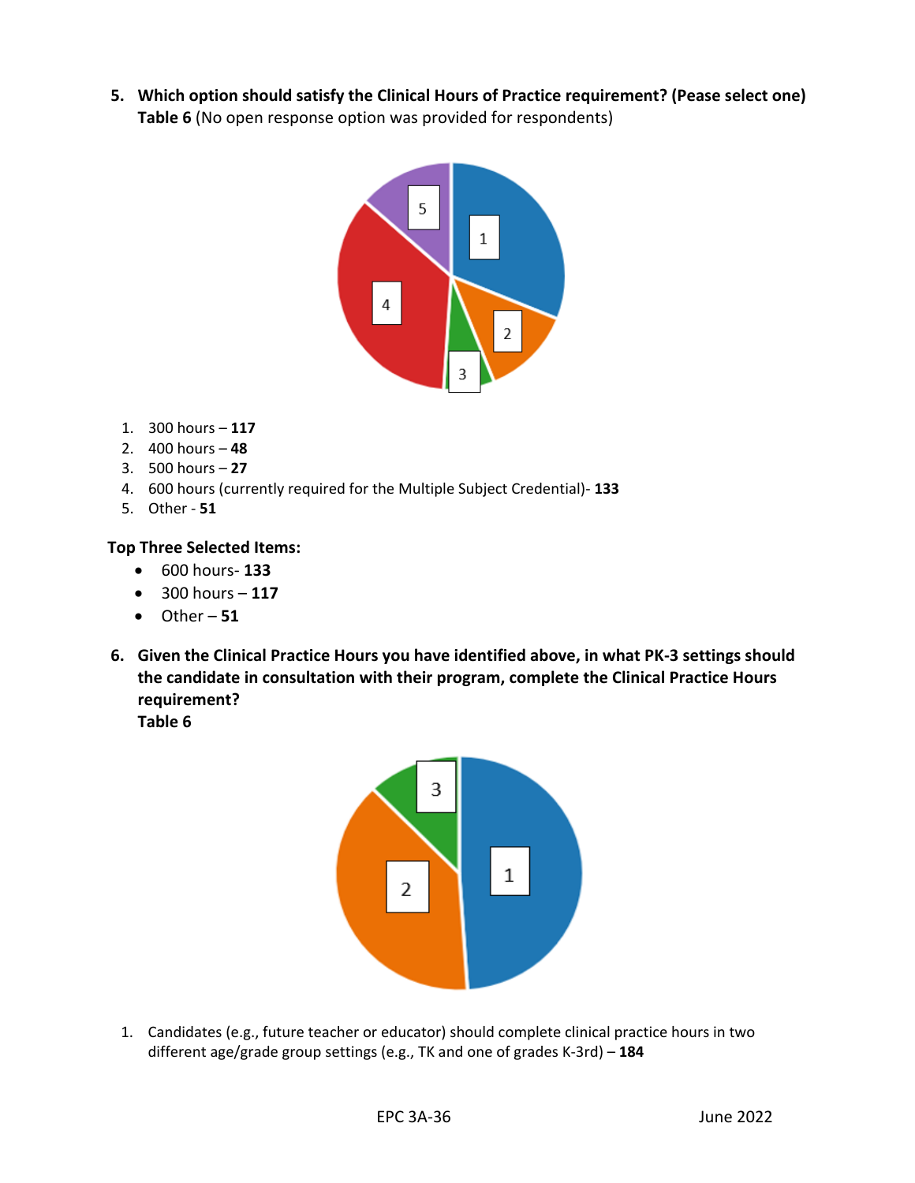5. **Which option should satisfy the Clinical Hours of Practice requirement? (Pease select one)**
   **Table 6** (No open response option was provided for respondents)

5
1
4
2
3

1. 300 hours – **117**
2. 400 hours – **48**
3. 500 hours – **27**
4. 600 hours (currently required for the Multiple Subject Credential)- **133**
5. Other - **51**

**Top Three Selected Items:**

- 600 hours- **133**
- 300 hours – **117**
- Other – **51**

6. **Given the Clinical Practice Hours you have identified above, in what PK-3 settings should the candidate in consultation with their program, complete the Clinical Practice Hours requirement?**
   **Table 6**

3
2
1

1. Candidates (e.g., future teacher or educator) should complete clinical practice hours in two different age/grade group settings (e.g., TK and one of grades K-3rd) – **184**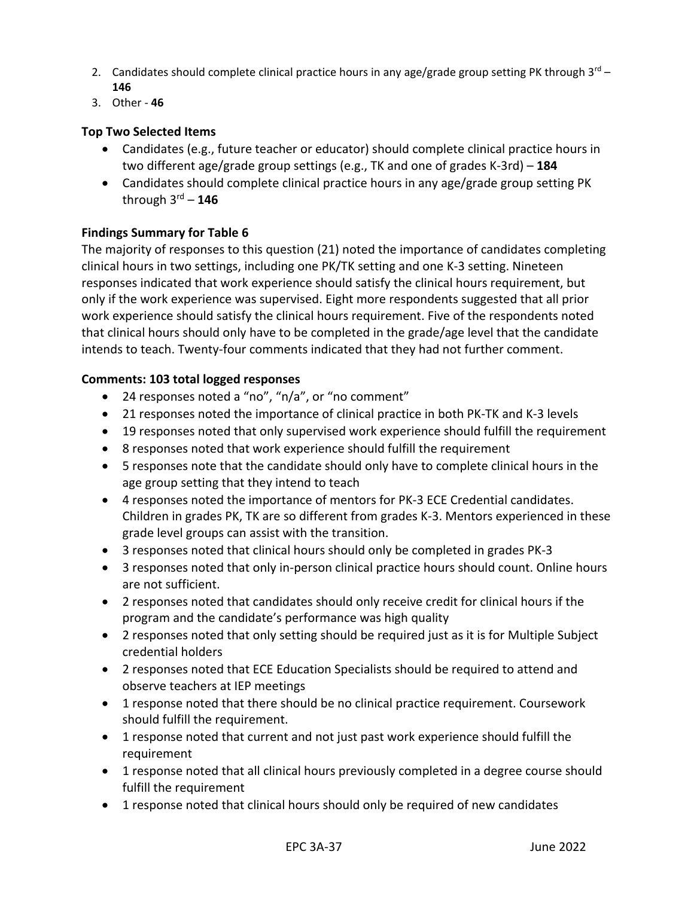2. Candidates should complete clinical practice hours in any age/grade group setting PK through 3rd – **146**
3. Other - **46**

**Top Two Selected Items**

- Candidates (e.g., future teacher or educator) should complete clinical practice hours in two different age/grade group settings (e.g., TK and one of grades K-3rd) – **184**
- Candidates should complete clinical practice hours in any age/grade group setting PK through 3rd – **146**

**Findings Summary for Table 6**

The majority of responses to this question (21) noted the importance of candidates completing clinical hours in two settings, including one PK/TK setting and one K-3 setting. Nineteen responses indicated that work experience should satisfy the clinical hours requirement, but only if the work experience was supervised. Eight more respondents suggested that all prior work experience should satisfy the clinical hours requirement. Five of the respondents noted that clinical hours should only have to be completed in the grade/age level that the candidate intends to teach. Twenty-four comments indicated that they had not further comment.

**Comments: 103 total logged responses**

- 24 responses noted a "no", "n/a", or "no comment"
- 21 responses noted the importance of clinical practice in both PK-TK and K-3 levels
- 19 responses noted that only supervised work experience should fulfill the requirement
- 8 responses noted that work experience should fulfill the requirement
- 5 responses note that the candidate should only have to complete clinical hours in the age group setting that they intend to teach
- 4 responses noted the importance of mentors for PK-3 ECE Credential candidates. Children in grades PK, TK are so different from grades K-3. Mentors experienced in these grade level groups can assist with the transition.
- 3 responses noted that clinical hours should only be completed in grades PK-3
- 3 responses noted that only in-person clinical practice hours should count. Online hours are not sufficient.
- 2 responses noted that candidates should only receive credit for clinical hours if the program and the candidate's performance was high quality
- 2 responses noted that only setting should be required just as it is for Multiple Subject credential holders
- 2 responses noted that ECE Education Specialists should be required to attend and observe teachers at IEP meetings
- 1 response noted that there should be no clinical practice requirement. Coursework should fulfill the requirement.
- 1 response noted that current and not just past work experience should fulfill the requirement
- 1 response noted that all clinical hours previously completed in a degree course should fulfill the requirement
- 1 response noted that clinical hours should only be required of new candidates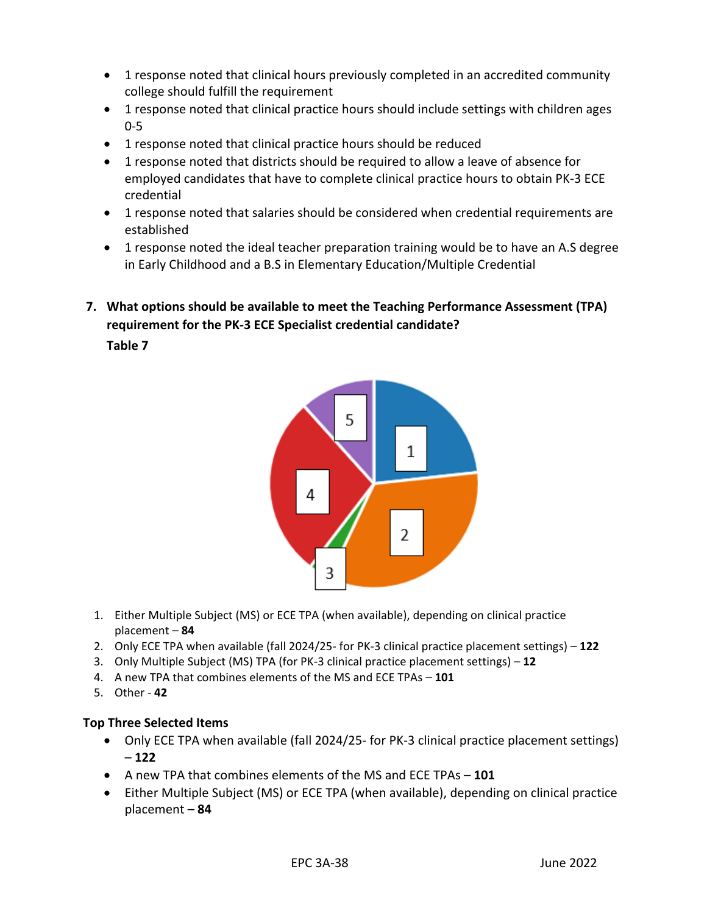- 1 response noted that clinical hours previously completed in an accredited community college should fulfill the requirement
- 1 response noted that clinical practice hours should include settings with children ages 0-5
- 1 response noted that clinical practice hours should be reduced
- 1 response noted that districts should be required to allow a leave of absence for employed candidates that have to complete clinical practice hours to obtain PK-3 ECE credential
- 1 response noted that salaries should be considered when credential requirements are established
- 1 response noted the ideal teacher preparation training would be to have an A.S degree in Early Childhood and a B.S in Elementary Education/Multiple Credential

7. **What options should be available to meet the Teaching Performance Assessment (TPA) requirement for the PK-3 ECE Specialist credential candidate?**

   **Table 7**

5
1
4
2
3

1. Either Multiple Subject (MS) or ECE TPA (when available), depending on clinical practice placement – **84**
2. Only ECE TPA when available (fall 2024/25- for PK-3 clinical practice placement settings) – **122**
3. Only Multiple Subject (MS) TPA (for PK-3 clinical practice placement settings) – **12**
4. A new TPA that combines elements of the MS and ECE TPAs – **101**
5. Other - **42**

**Top Three Selected Items**

- Only ECE TPA when available (fall 2024/25- for PK-3 clinical practice placement settings) – **122**
- A new TPA that combines elements of the MS and ECE TPAs – **101**
- Either Multiple Subject (MS) or ECE TPA (when available), depending on clinical practice placement – **84**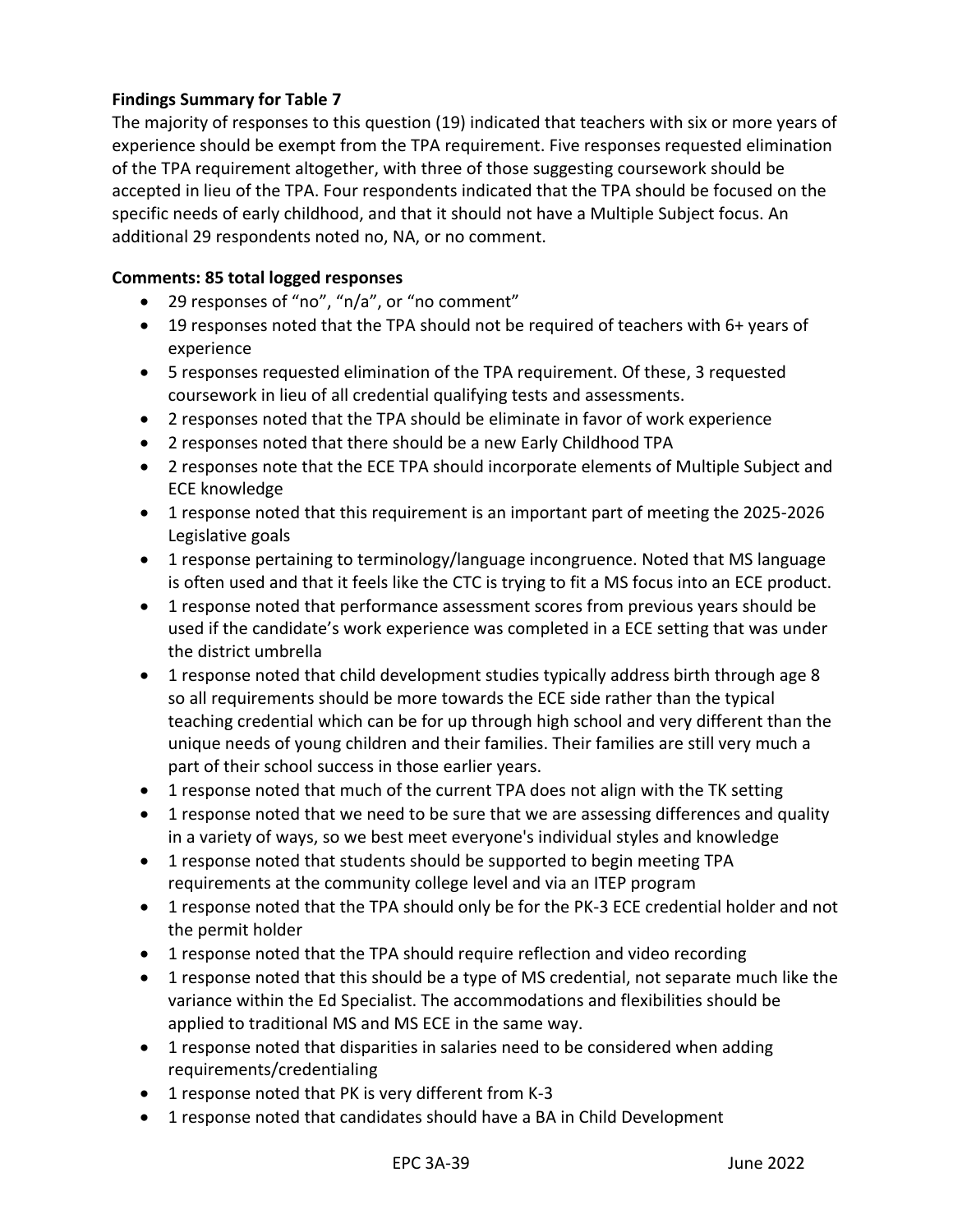**Findings Summary for Table 7**

The majority of responses to this question (19) indicated that teachers with six or more years of experience should be exempt from the TPA requirement. Five responses requested elimination of the TPA requirement altogether, with three of those suggesting coursework should be accepted in lieu of the TPA. Four respondents indicated that the TPA should be focused on the specific needs of early childhood, and that it should not have a Multiple Subject focus. An additional 29 respondents noted no, NA, or no comment.

**Comments: 85 total logged responses**

- 29 responses of "no", "n/a", or "no comment"
- 19 responses noted that the TPA should not be required of teachers with 6+ years of experience
- 5 responses requested elimination of the TPA requirement. Of these, 3 requested coursework in lieu of all credential qualifying tests and assessments.
- 2 responses noted that the TPA should be eliminate in favor of work experience
- 2 responses noted that there should be a new Early Childhood TPA
- 2 responses note that the ECE TPA should incorporate elements of Multiple Subject and ECE knowledge
- 1 response noted that this requirement is an important part of meeting the 2025-2026 Legislative goals
- 1 response pertaining to terminology/language incongruence. Noted that MS language is often used and that it feels like the CTC is trying to fit a MS focus into an ECE product.
- 1 response noted that performance assessment scores from previous years should be used if the candidate's work experience was completed in a ECE setting that was under the district umbrella
- 1 response noted that child development studies typically address birth through age 8 so all requirements should be more towards the ECE side rather than the typical teaching credential which can be for up through high school and very different than the unique needs of young children and their families. Their families are still very much a part of their school success in those earlier years.
- 1 response noted that much of the current TPA does not align with the TK setting
- 1 response noted that we need to be sure that we are assessing differences and quality in a variety of ways, so we best meet everyone's individual styles and knowledge
- 1 response noted that students should be supported to begin meeting TPA requirements at the community college level and via an ITEP program
- 1 response noted that the TPA should only be for the PK-3 ECE credential holder and not the permit holder
- 1 response noted that the TPA should require reflection and video recording
- 1 response noted that this should be a type of MS credential, not separate much like the variance within the Ed Specialist. The accommodations and flexibilities should be applied to traditional MS and MS ECE in the same way.
- 1 response noted that disparities in salaries need to be considered when adding requirements/credentialing
- 1 response noted that PK is very different from K-3
- 1 response noted that candidates should have a BA in Child Development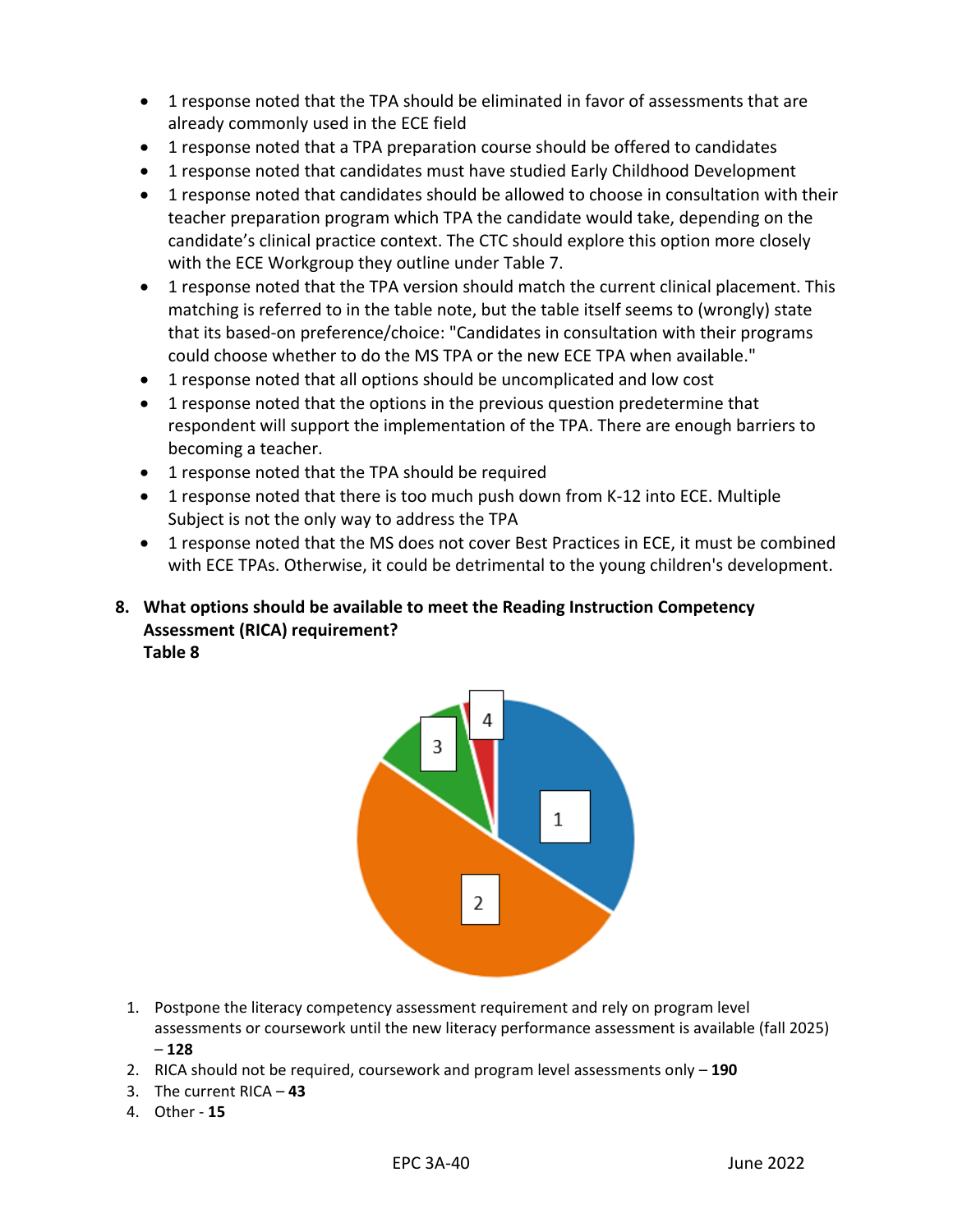- 1 response noted that the TPA should be eliminated in favor of assessments that are already commonly used in the ECE field
- 1 response noted that a TPA preparation course should be offered to candidates
- 1 response noted that candidates must have studied Early Childhood Development
- 1 response noted that candidates should be allowed to choose in consultation with their teacher preparation program which TPA the candidate would take, depending on the candidate's clinical practice context. The CTC should explore this option more closely with the ECE Workgroup they outline under Table 7.
- 1 response noted that the TPA version should match the current clinical placement. This matching is referred to in the table note, but the table itself seems to (wrongly) state that its based-on preference/choice: "Candidates in consultation with their programs could choose whether to do the MS TPA or the new ECE TPA when available."
- 1 response noted that all options should be uncomplicated and low cost
- 1 response noted that the options in the previous question predetermine that respondent will support the implementation of the TPA. There are enough barriers to becoming a teacher.
- 1 response noted that the TPA should be required
- 1 response noted that there is too much push down from K-12 into ECE. Multiple Subject is not the only way to address the TPA
- 1 response noted that the MS does not cover Best Practices in ECE, it must be combined with ECE TPAs. Otherwise, it could be detrimental to the young children's development.

**8. What options should be available to meet the Reading Instruction Competency Assessment (RICA) requirement?**
**Table 8**

1
2
3
4

1. Postpone the literacy competency assessment requirement and rely on program level assessments or coursework until the new literacy performance assessment is available (fall 2025) – **128**
2. RICA should not be required, coursework and program level assessments only – **190**
3. The current RICA – **43**
4. Other - **15**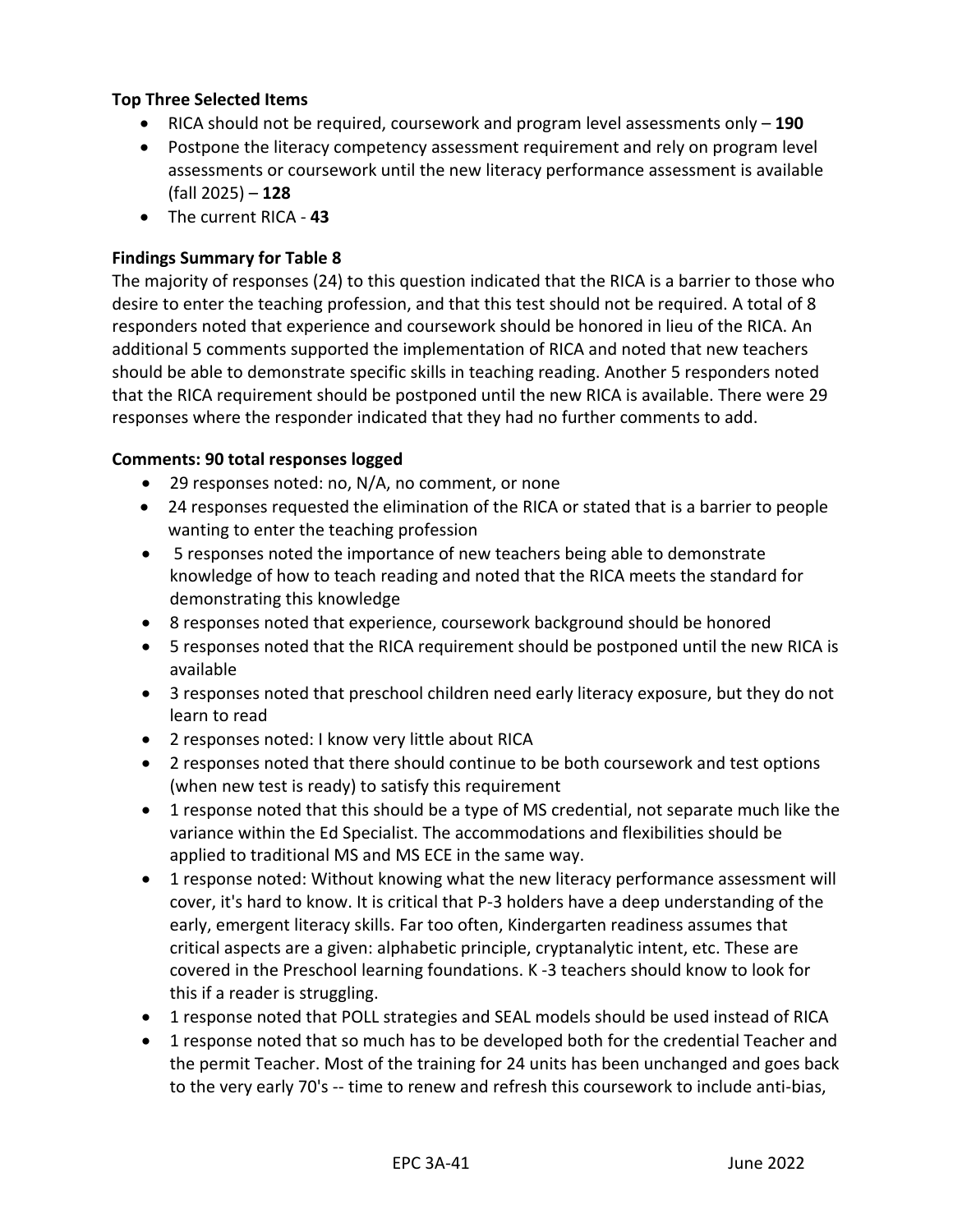**Top Three Selected Items**

- RICA should not be required, coursework and program level assessments only – **190**
- Postpone the literacy competency assessment requirement and rely on program level assessments or coursework until the new literacy performance assessment is available (fall 2025) – **128**
- The current RICA - **43**

**Findings Summary for Table 8**

The majority of responses (24) to this question indicated that the RICA is a barrier to those who desire to enter the teaching profession, and that this test should not be required. A total of 8 responders noted that experience and coursework should be honored in lieu of the RICA. An additional 5 comments supported the implementation of RICA and noted that new teachers should be able to demonstrate specific skills in teaching reading. Another 5 responders noted that the RICA requirement should be postponed until the new RICA is available. There were 29 responses where the responder indicated that they had no further comments to add.

**Comments: 90 total responses logged**

- 29 responses noted: no, N/A, no comment, or none
- 24 responses requested the elimination of the RICA or stated that is a barrier to people wanting to enter the teaching profession
- 5 responses noted the importance of new teachers being able to demonstrate knowledge of how to teach reading and noted that the RICA meets the standard for demonstrating this knowledge
- 8 responses noted that experience, coursework background should be honored
- 5 responses noted that the RICA requirement should be postponed until the new RICA is available
- 3 responses noted that preschool children need early literacy exposure, but they do not learn to read
- 2 responses noted: I know very little about RICA
- 2 responses noted that there should continue to be both coursework and test options (when new test is ready) to satisfy this requirement
- 1 response noted that this should be a type of MS credential, not separate much like the variance within the Ed Specialist. The accommodations and flexibilities should be applied to traditional MS and MS ECE in the same way.
- 1 response noted: Without knowing what the new literacy performance assessment will cover, it's hard to know. It is critical that P-3 holders have a deep understanding of the early, emergent literacy skills. Far too often, Kindergarten readiness assumes that critical aspects are a given: alphabetic principle, cryptanalytic intent, etc. These are covered in the Preschool learning foundations. K -3 teachers should know to look for this if a reader is struggling.
- 1 response noted that POLL strategies and SEAL models should be used instead of RICA
- 1 response noted that so much has to be developed both for the credential Teacher and the permit Teacher. Most of the training for 24 units has been unchanged and goes back to the very early 70's -- time to renew and refresh this coursework to include anti-bias,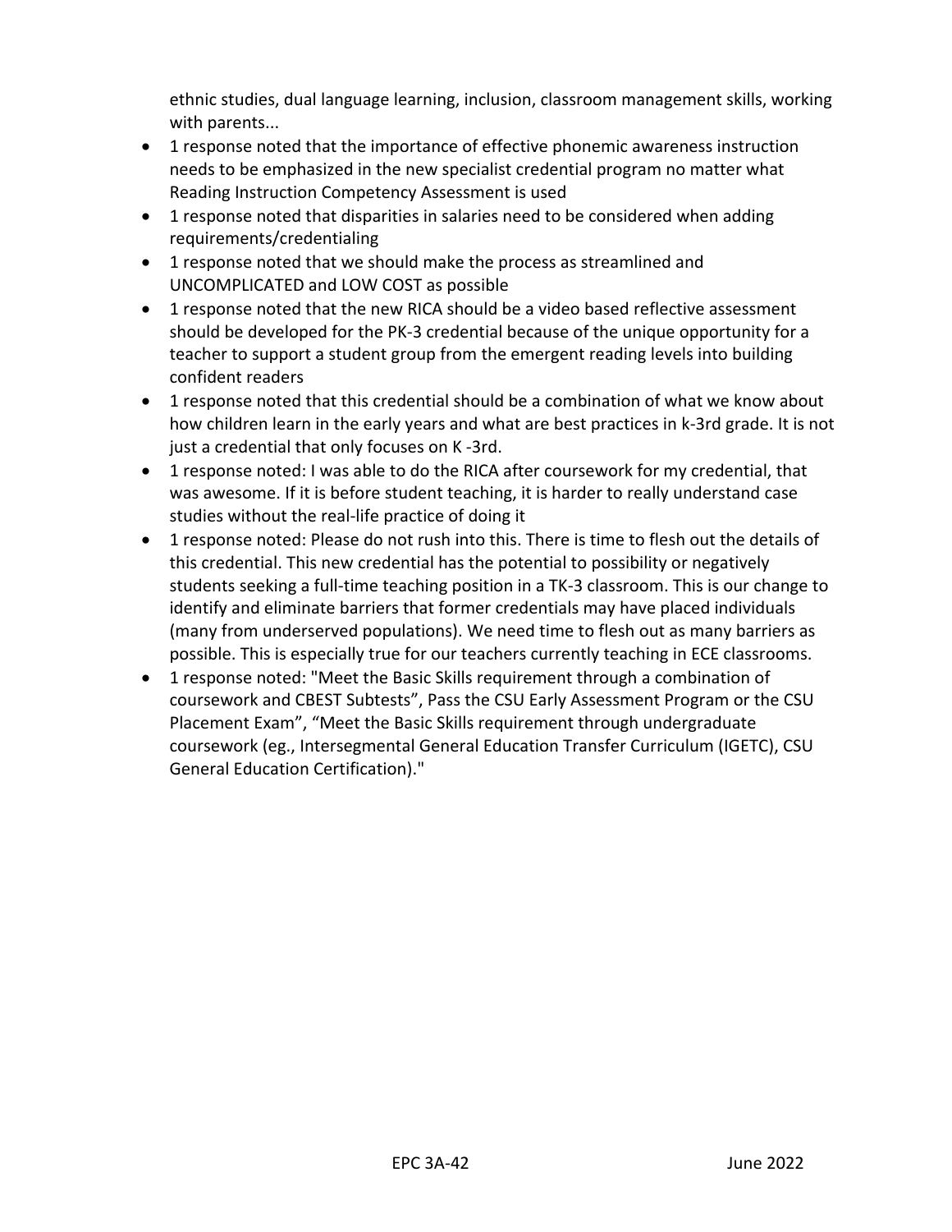ethnic studies, dual language learning, inclusion, classroom management skills, working with parents...

- 1 response noted that the importance of effective phonemic awareness instruction needs to be emphasized in the new specialist credential program no matter what Reading Instruction Competency Assessment is used
- 1 response noted that disparities in salaries need to be considered when adding requirements/credentialing
- 1 response noted that we should make the process as streamlined and UNCOMPLICATED and LOW COST as possible
- 1 response noted that the new RICA should be a video based reflective assessment should be developed for the PK-3 credential because of the unique opportunity for a teacher to support a student group from the emergent reading levels into building confident readers
- 1 response noted that this credential should be a combination of what we know about how children learn in the early years and what are best practices in k-3rd grade. It is not just a credential that only focuses on K -3rd.
- 1 response noted: I was able to do the RICA after coursework for my credential, that was awesome. If it is before student teaching, it is harder to really understand case studies without the real-life practice of doing it
- 1 response noted: Please do not rush into this. There is time to flesh out the details of this credential. This new credential has the potential to possibility or negatively students seeking a full-time teaching position in a TK-3 classroom. This is our change to identify and eliminate barriers that former credentials may have placed individuals (many from underserved populations). We need time to flesh out as many barriers as possible. This is especially true for our teachers currently teaching in ECE classrooms.
- 1 response noted: "Meet the Basic Skills requirement through a combination of coursework and CBEST Subtests", Pass the CSU Early Assessment Program or the CSU Placement Exam", "Meet the Basic Skills requirement through undergraduate coursework (eg., Intersegmental General Education Transfer Curriculum (IGETC), CSU General Education Certification)."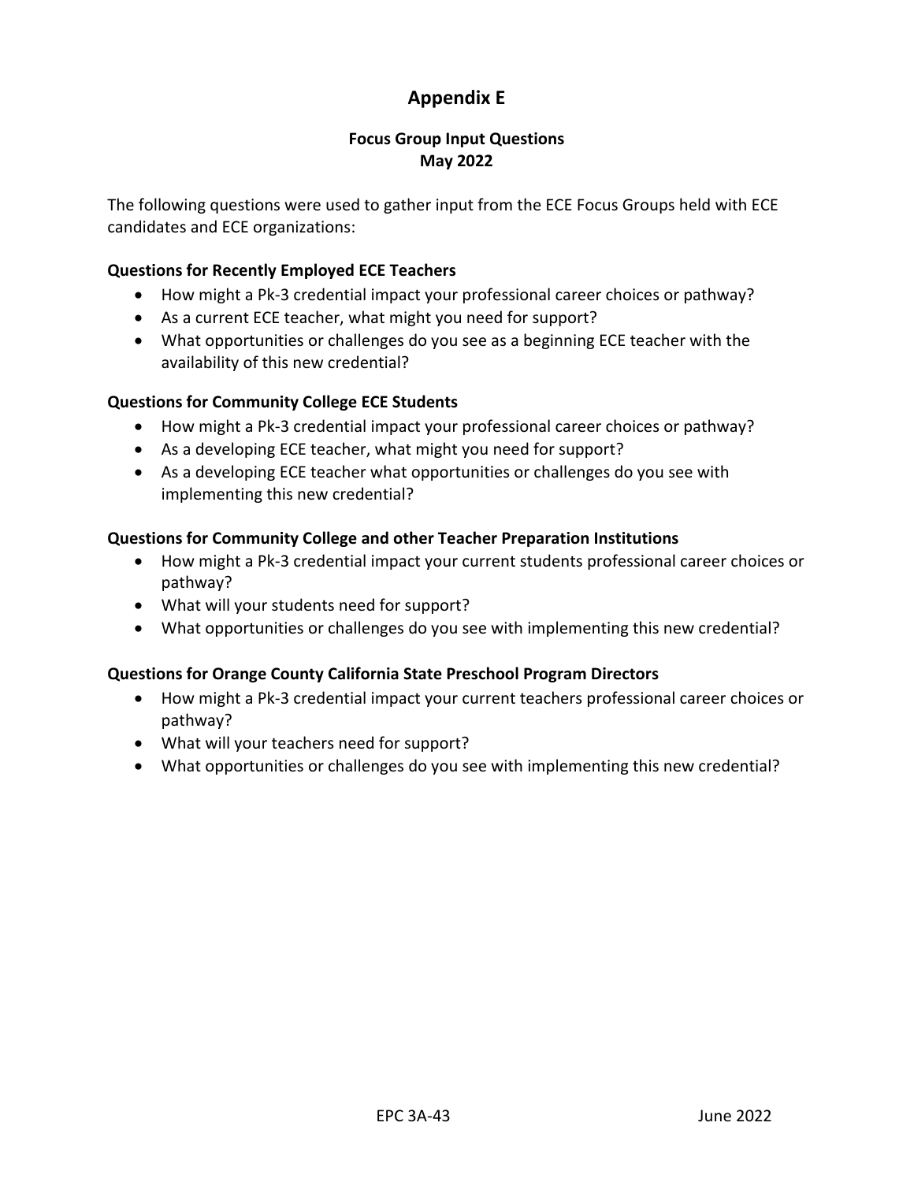# Appendix E

## Focus Group Input Questions
## May 2022

The following questions were used to gather input from the ECE Focus Groups held with ECE candidates and ECE organizations:

**Questions for Recently Employed ECE Teachers**

- How might a Pk-3 credential impact your professional career choices or pathway?
- As a current ECE teacher, what might you need for support?
- What opportunities or challenges do you see as a beginning ECE teacher with the availability of this new credential?

**Questions for Community College ECE Students**

- How might a Pk-3 credential impact your professional career choices or pathway?
- As a developing ECE teacher, what might you need for support?
- As a developing ECE teacher what opportunities or challenges do you see with implementing this new credential?

**Questions for Community College and other Teacher Preparation Institutions**

- How might a Pk-3 credential impact your current students professional career choices or pathway?
- What will your students need for support?
- What opportunities or challenges do you see with implementing this new credential?

**Questions for Orange County California State Preschool Program Directors**

- How might a Pk-3 credential impact your current teachers professional career choices or pathway?
- What will your teachers need for support?
- What opportunities or challenges do you see with implementing this new credential?